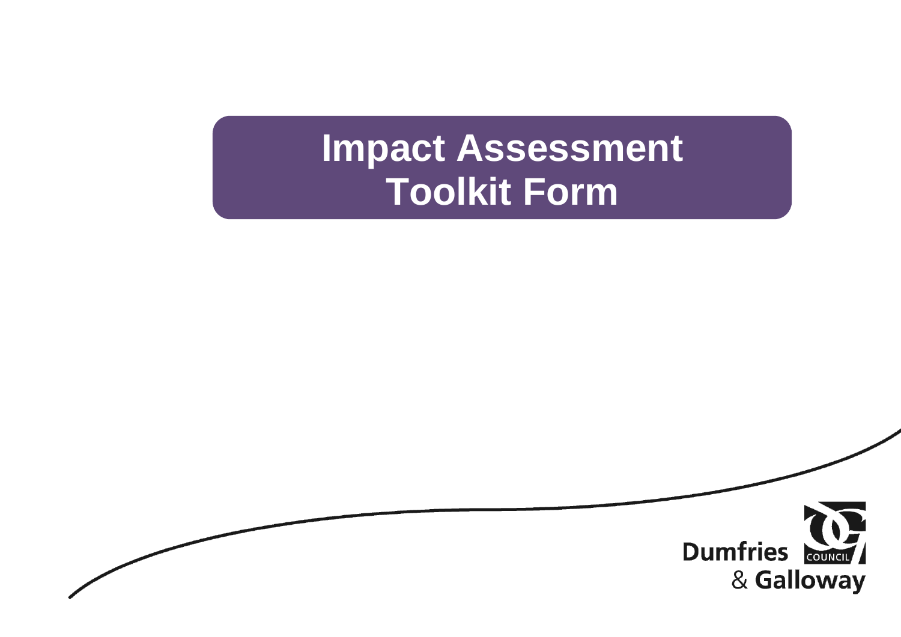# Impact Assessment Toolkit Form

Dumfries & Galloway COUNCIL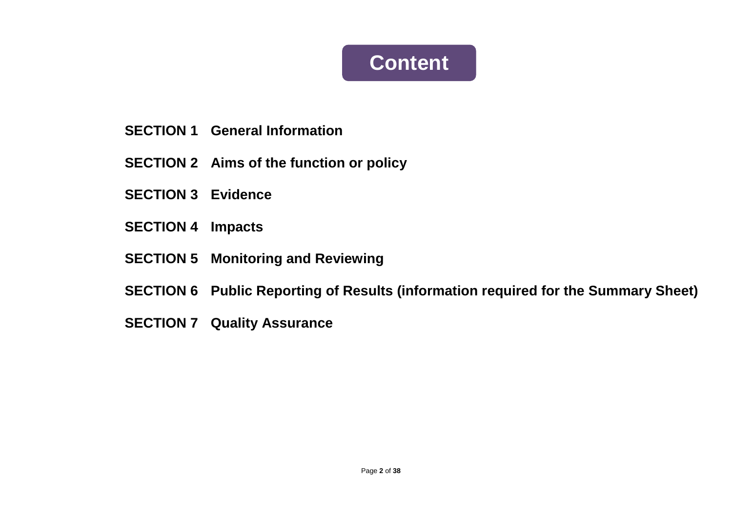# Content

**SECTION 1 General Information**

**SECTION 2 Aims of the function or policy**

**SECTION 3 Evidence**

**SECTION 4 Impacts**

**SECTION 5 Monitoring and Reviewing**

**SECTION 6 Public Reporting of Results (information required for the Summary Sheet)**

**SECTION 7 Quality Assurance**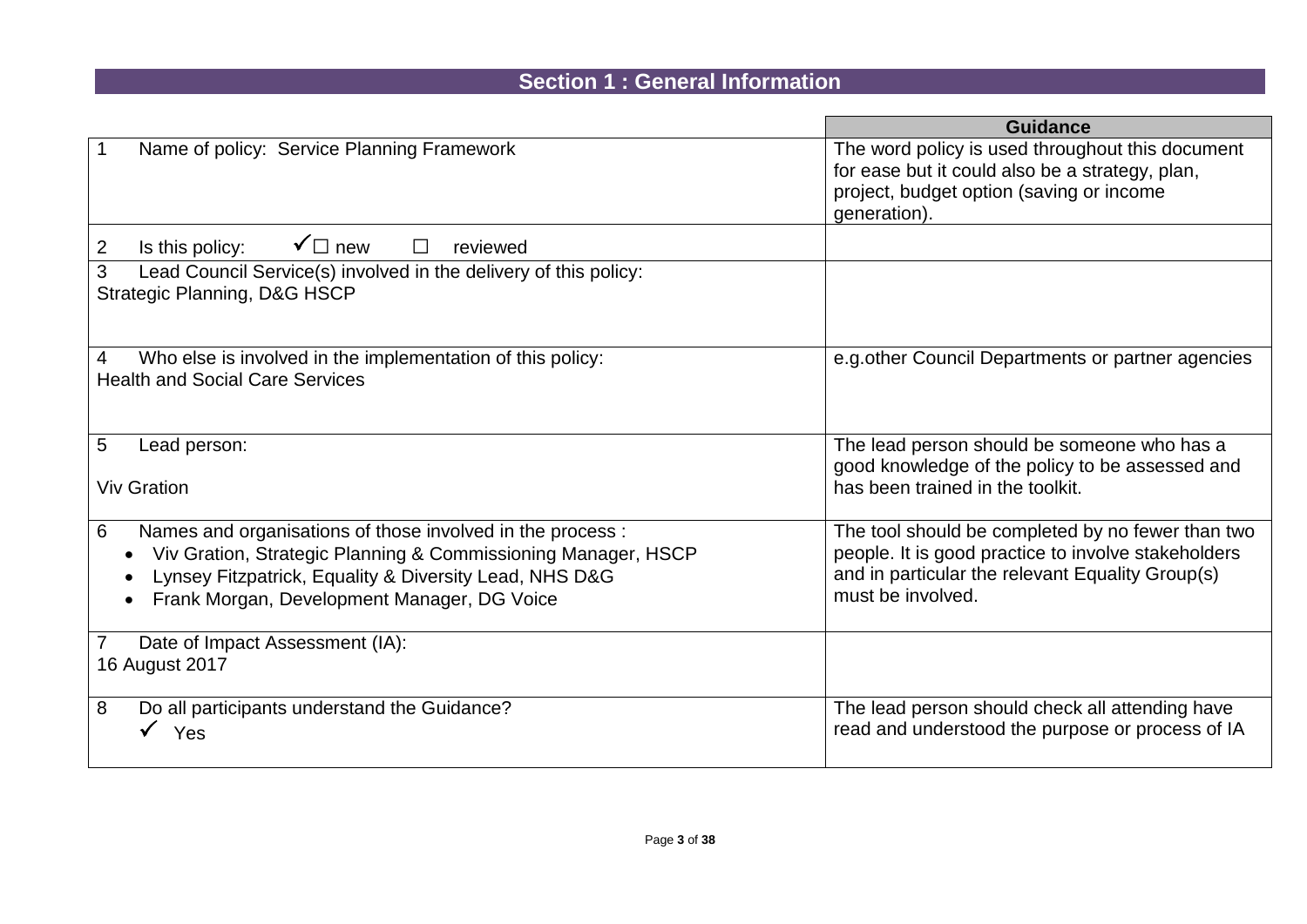## Section 1 : General Information

| | Guidance |
|---|---|
| 1 Name of policy: Service Planning Framework | The word policy is used throughout this document for ease but it could also be a strategy, plan, project, budget option (saving or income generation). |
| 2 Is this policy: ✓☐ new ☐ reviewed | |
| 3 Lead Council Service(s) involved in the delivery of this policy:<br>Strategic Planning, D&G HSCP | |
| 4 Who else is involved in the implementation of this policy:<br>Health and Social Care Services | e.g.other Council Departments or partner agencies |
| 5 Lead person:<br><br>Viv Gration | The lead person should be someone who has a good knowledge of the policy to be assessed and has been trained in the toolkit. |
| 6 Names and organisations of those involved in the process :<br>• Viv Gration, Strategic Planning & Commissioning Manager, HSCP<br>• Lynsey Fitzpatrick, Equality & Diversity Lead, NHS D&G<br>• Frank Morgan, Development Manager, DG Voice | The tool should be completed by no fewer than two people. It is good practice to involve stakeholders and in particular the relevant Equality Group(s) must be involved. |
| 7 Date of Impact Assessment (IA):<br>16 August 2017 | |
| 8 Do all participants understand the Guidance?<br>✓ Yes | The lead person should check all attending have read and understood the purpose or process of IA |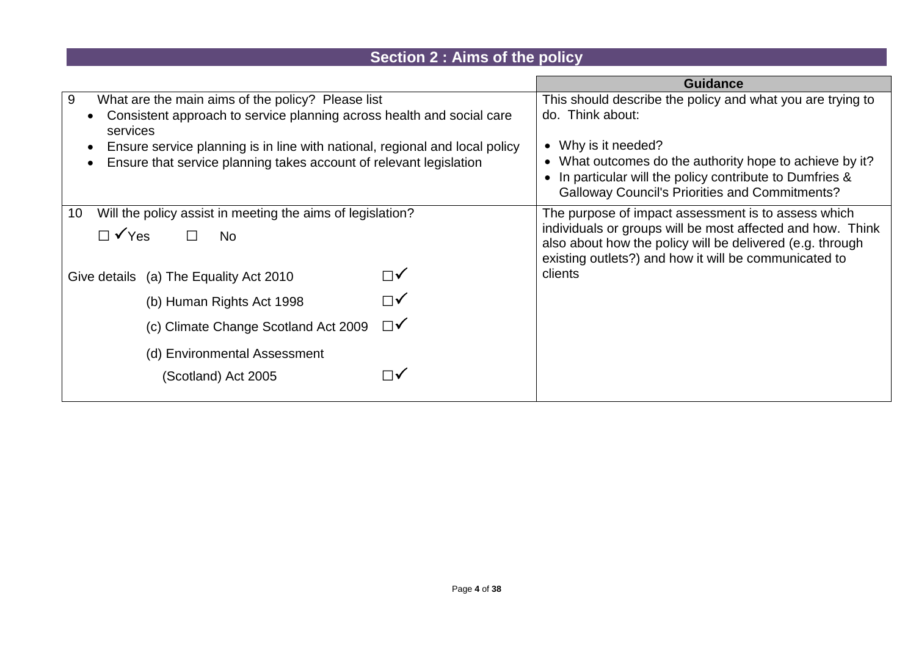## Section 2 : Aims of the policy

| | Guidance |
|---|---|
| 9 What are the main aims of the policy? Please list<br>• Consistent approach to service planning across health and social care services<br>• Ensure service planning is in line with national, regional and local policy<br>• Ensure that service planning takes account of relevant legislation | This should describe the policy and what you are trying to do. Think about:<br><br>• Why is it needed?<br>• What outcomes do the authority hope to achieve by it?<br>• In particular will the policy contribute to Dumfries & Galloway Council's Priorities and Commitments? |
| 10 Will the policy assist in meeting the aims of legislation?<br><br>☐ ✓Yes ☐ No<br><br>Give details (a) The Equality Act 2010 ☐✓<br>(b) Human Rights Act 1998 ☐✓<br>(c) Climate Change Scotland Act 2009 ☐✓<br>(d) Environmental Assessment (Scotland) Act 2005 ☐✓ | The purpose of impact assessment is to assess which individuals or groups will be most affected and how. Think also about how the policy will be delivered (e.g. through existing outlets?) and how it will be communicated to clients |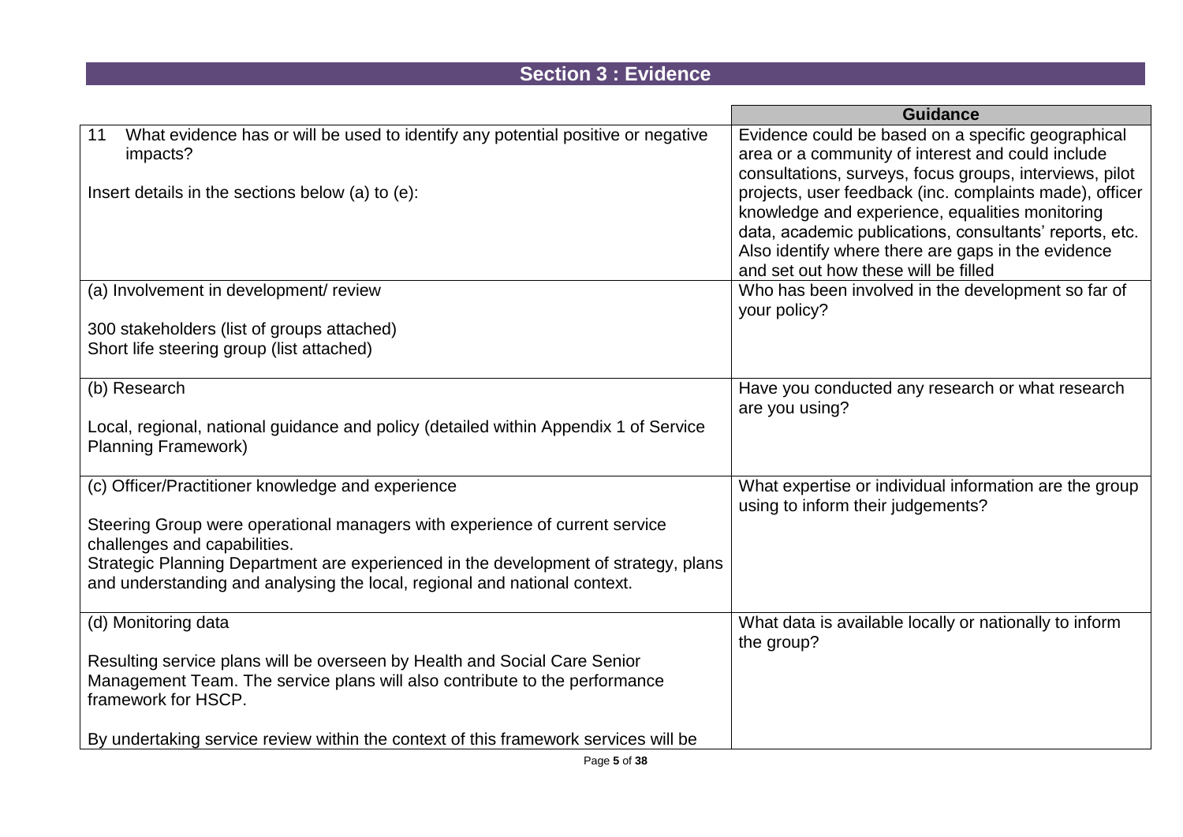## Section 3 : Evidence

| | Guidance |
|---|---|
| 11 What evidence has or will be used to identify any potential positive or negative impacts?<br><br>Insert details in the sections below (a) to (e): | Evidence could be based on a specific geographical area or a community of interest and could include consultations, surveys, focus groups, interviews, pilot projects, user feedback (inc. complaints made), officer knowledge and experience, equalities monitoring data, academic publications, consultants' reports, etc. Also identify where there are gaps in the evidence and set out how these will be filled |
| (a) Involvement in development/ review<br><br>300 stakeholders (list of groups attached)<br>Short life steering group (list attached) | Who has been involved in the development so far of your policy? |
| (b) Research<br><br>Local, regional, national guidance and policy (detailed within Appendix 1 of Service Planning Framework) | Have you conducted any research or what research are you using? |
| (c) Officer/Practitioner knowledge and experience<br><br>Steering Group were operational managers with experience of current service challenges and capabilities.<br>Strategic Planning Department are experienced in the development of strategy, plans and understanding and analysing the local, regional and national context. | What expertise or individual information are the group using to inform their judgements? |
| (d) Monitoring data<br><br>Resulting service plans will be overseen by Health and Social Care Senior Management Team. The service plans will also contribute to the performance framework for HSCP.<br><br>By undertaking service review within the context of this framework services will be | What data is available locally or nationally to inform the group? |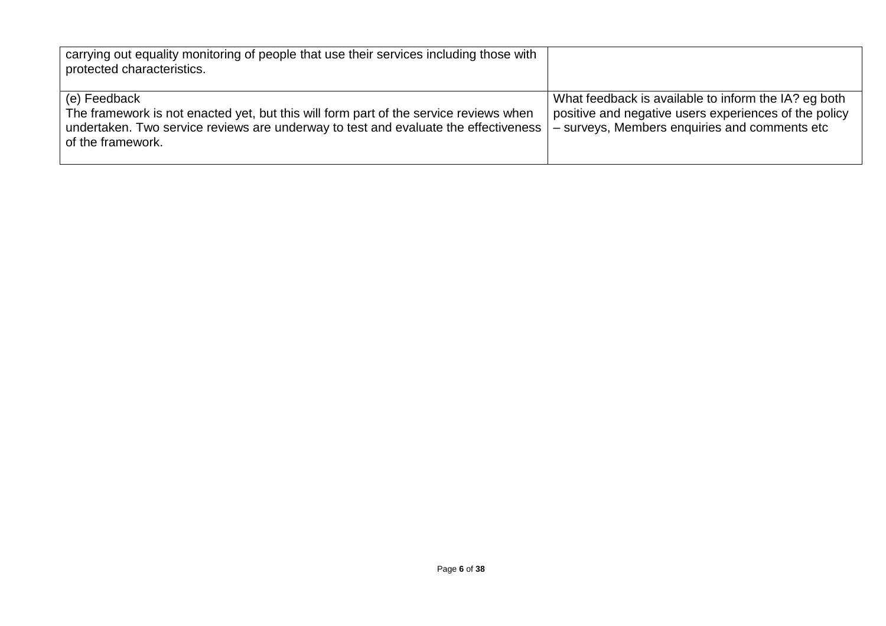| | |
|---|---|
| carrying out equality monitoring of people that use their services including those with protected characteristics. | |
| (e) Feedback<br>The framework is not enacted yet, but this will form part of the service reviews when undertaken. Two service reviews are underway to test and evaluate the effectiveness of the framework. | What feedback is available to inform the IA? eg both positive and negative users experiences of the policy – surveys, Members enquiries and comments etc |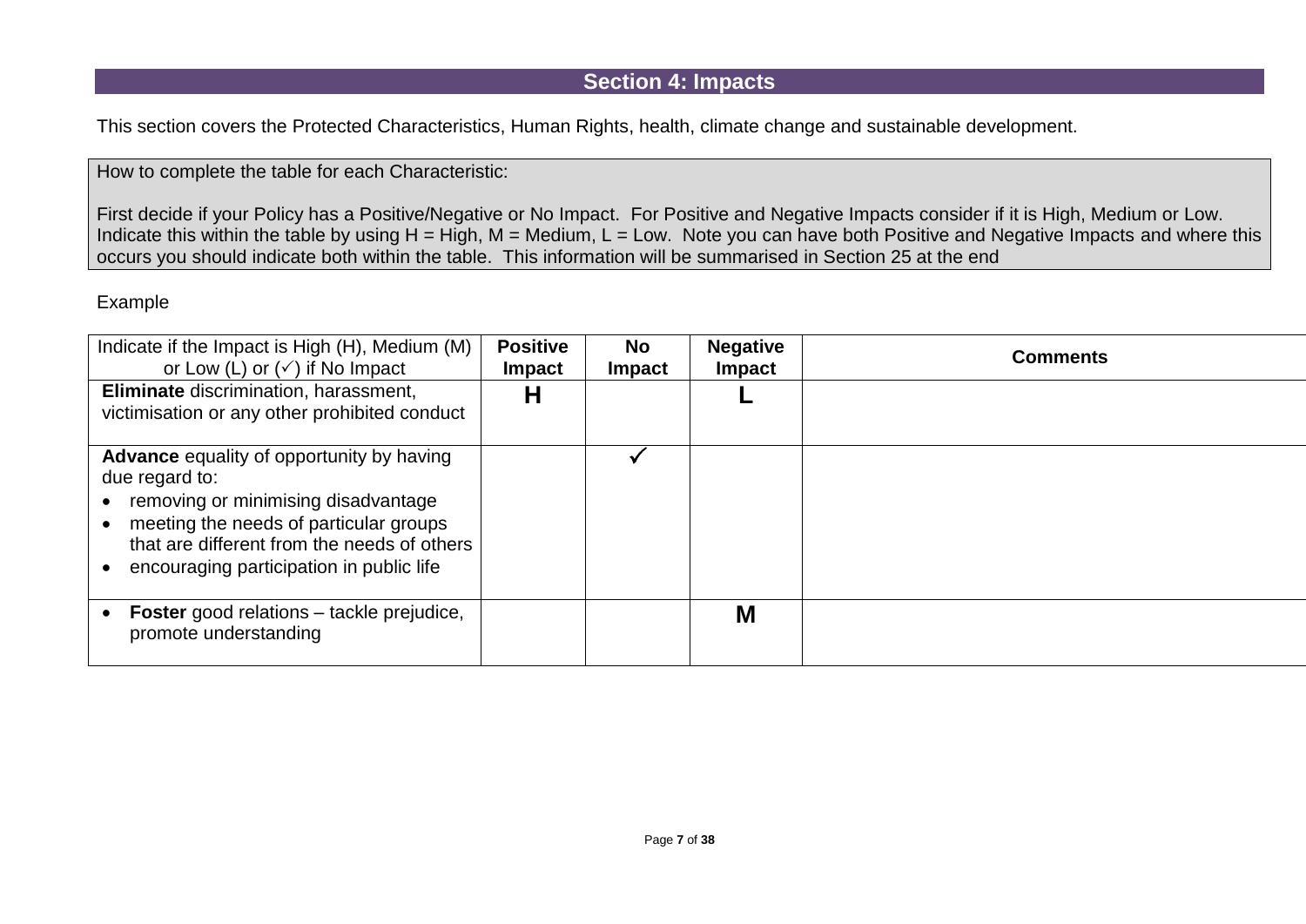## Section 4: Impacts

This section covers the Protected Characteristics, Human Rights, health, climate change and sustainable development.

How to complete the table for each Characteristic:

First decide if your Policy has a Positive/Negative or No Impact. For Positive and Negative Impacts consider if it is High, Medium or Low. Indicate this within the table by using H = High, M = Medium, L = Low. Note you can have both Positive and Negative Impacts and where this occurs you should indicate both within the table. This information will be summarised in Section 25 at the end

Example

| Indicate if the Impact is High (H), Medium (M) or Low (L) or (✓) if No Impact | **Positive Impact** | **No Impact** | **Negative Impact** | **Comments** |
|---|---|---|---|---|
| **Eliminate** discrimination, harassment, victimisation or any other prohibited conduct | **H** | | **L** | |
| **Advance** equality of opportunity by having due regard to:<br>• removing or minimising disadvantage<br>• meeting the needs of particular groups that are different from the needs of others<br>• encouraging participation in public life | | ✓ | | |
| • **Foster** good relations – tackle prejudice, promote understanding | | | **M** | |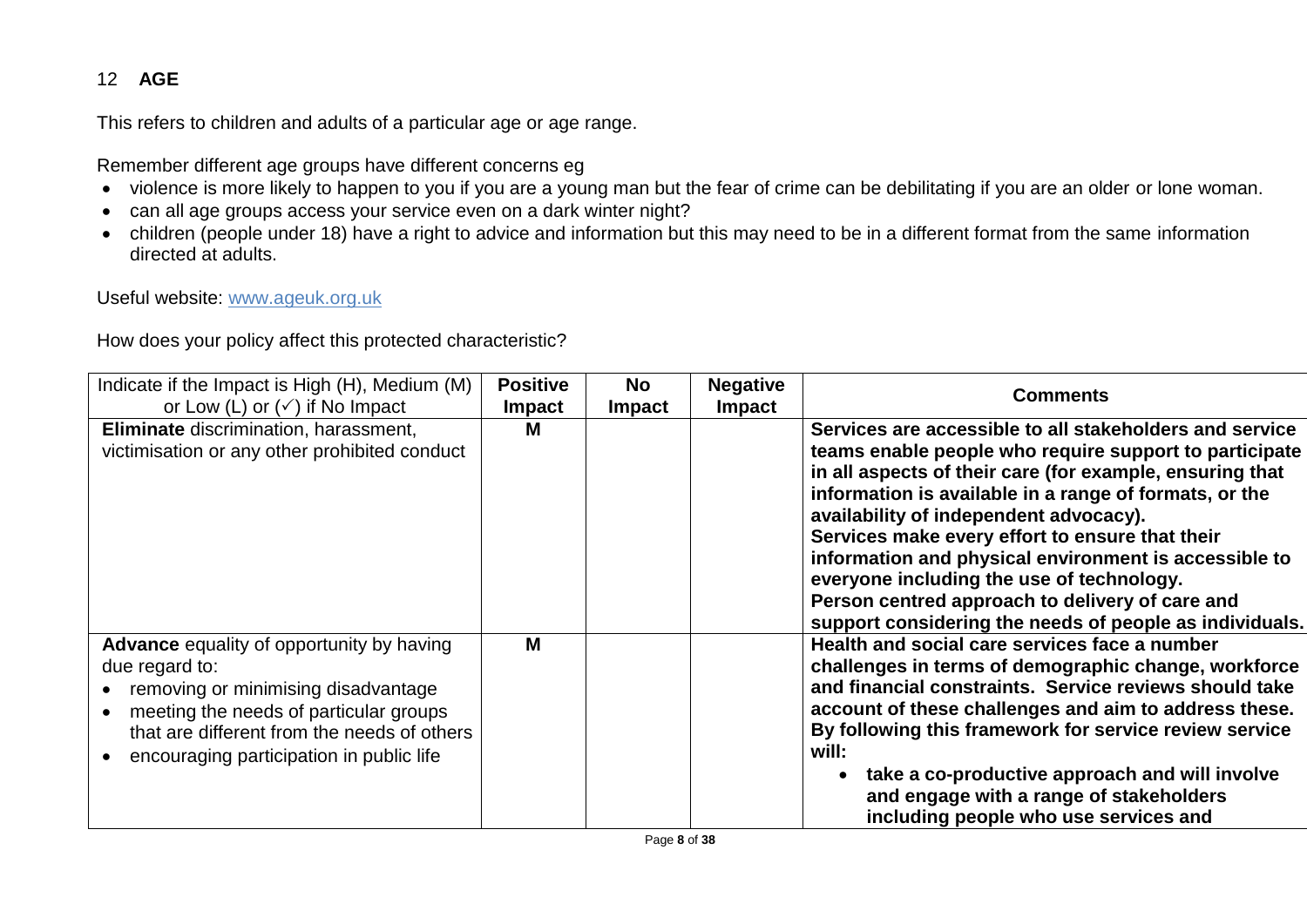## 12 AGE

This refers to children and adults of a particular age or age range.

Remember different age groups have different concerns eg

- violence is more likely to happen to you if you are a young man but the fear of crime can be debilitating if you are an older or lone woman.
- can all age groups access your service even on a dark winter night?
- children (people under 18) have a right to advice and information but this may need to be in a different format from the same information directed at adults.

Useful website: www.ageuk.org.uk

How does your policy affect this protected characteristic?

| Indicate if the Impact is High (H), Medium (M) or Low (L) or (✓) if No Impact | Positive Impact | No Impact | Negative Impact | Comments |
|---|---|---|---|---|
| **Eliminate** discrimination, harassment, victimisation or any other prohibited conduct | **M** | | | **Services are accessible to all stakeholders and service teams enable people who require support to participate in all aspects of their care (for example, ensuring that information is available in a range of formats, or the availability of independent advocacy).** <br> **Services make every effort to ensure that their information and physical environment is accessible to everyone including the use of technology.** <br> **Person centred approach to delivery of care and support considering the needs of people as individuals.** |
| **Advance** equality of opportunity by having due regard to: <br> • removing or minimising disadvantage <br> • meeting the needs of particular groups that are different from the needs of others <br> • encouraging participation in public life | **M** | | | **Health and social care services face a number challenges in terms of demographic change, workforce and financial constraints. Service reviews should take account of these challenges and aim to address these. By following this framework for service review service will:** <br> • **take a co-productive approach and will involve and engage with a range of stakeholders including people who use services and** |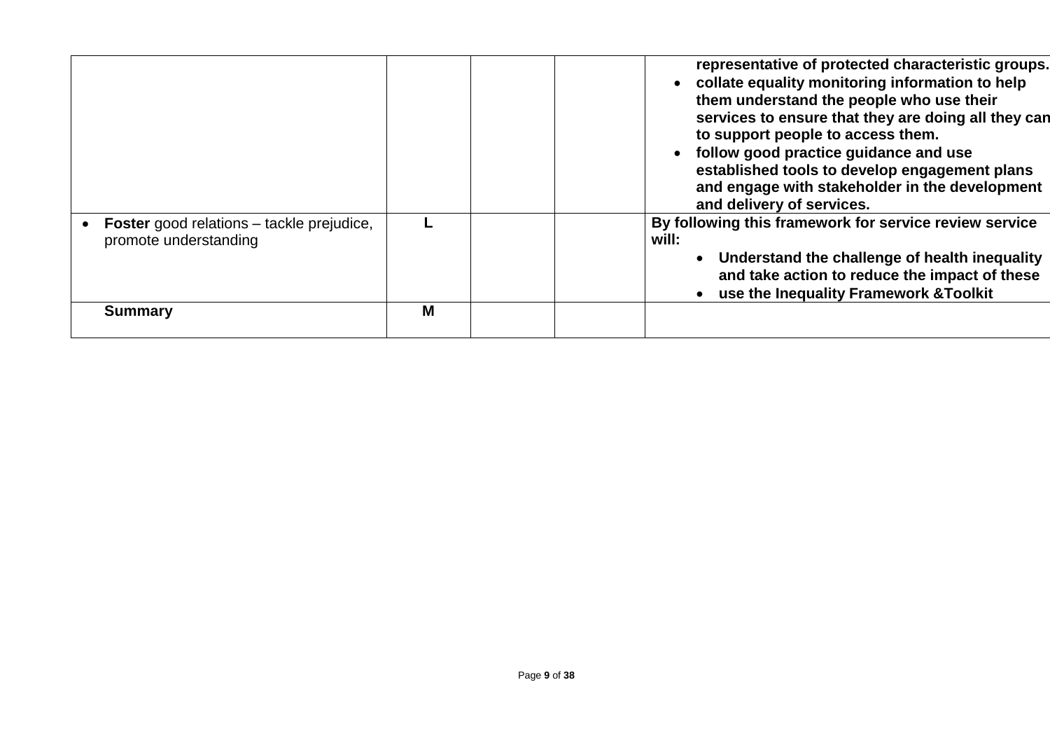| | | | | |
|---|---|---|---|---|
| | | | | **representative of protected characteristic groups.**<br>• **collate equality monitoring information to help them understand the people who use their services to ensure that they are doing all they can to support people to access them.**<br>• **follow good practice guidance and use established tools to develop engagement plans and engage with stakeholder in the development and delivery of services.** |
| • **Foster** good relations – tackle prejudice, promote understanding | **L** | | | **By following this framework for service review service will:**<br>• **Understand the challenge of health inequality and take action to reduce the impact of these**<br>• **use the Inequality Framework &Toolkit** |
| **Summary** | **M** | | | |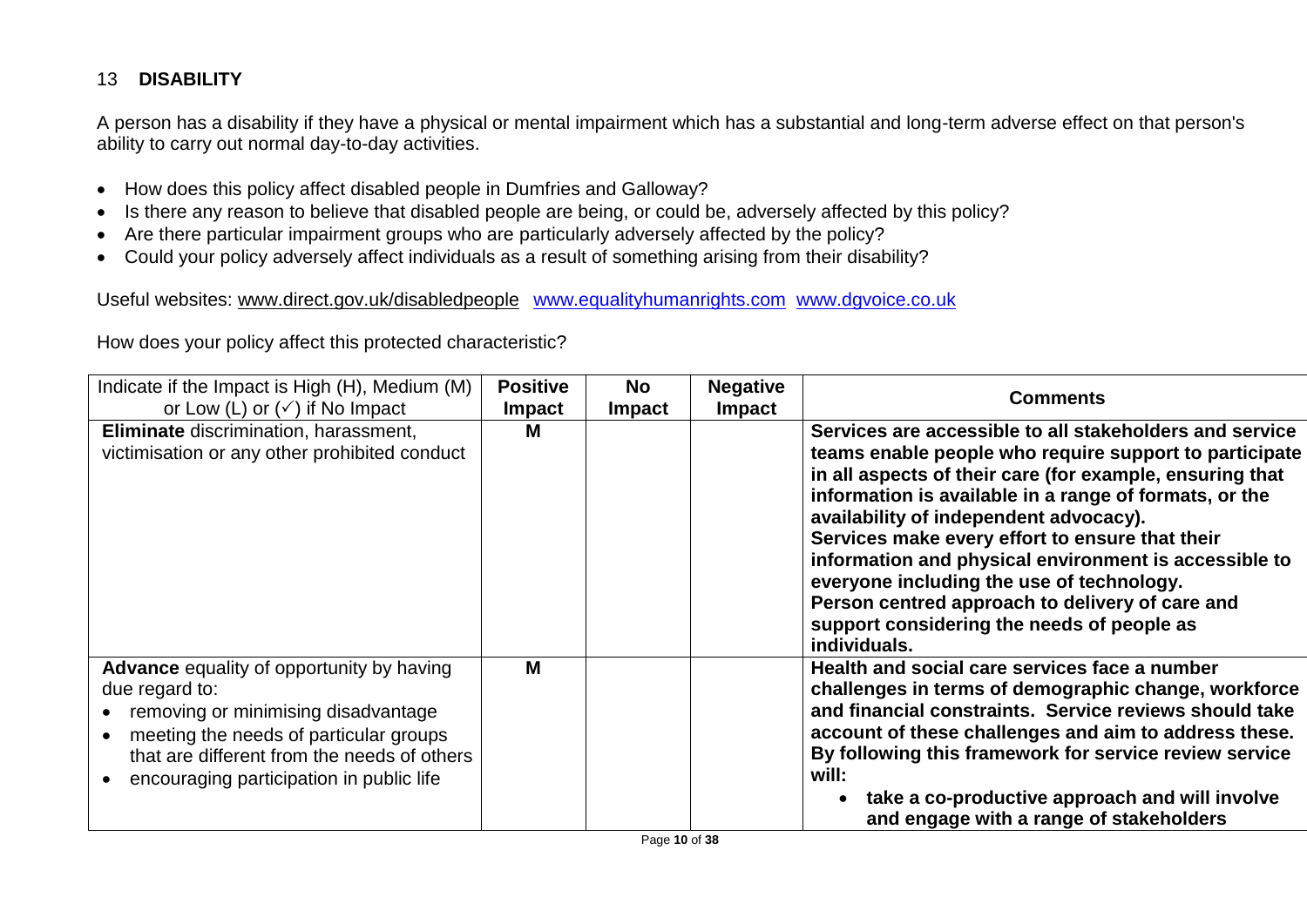## 13 DISABILITY

A person has a disability if they have a physical or mental impairment which has a substantial and long-term adverse effect on that person's ability to carry out normal day-to-day activities.

- How does this policy affect disabled people in Dumfries and Galloway?
- Is there any reason to believe that disabled people are being, or could be, adversely affected by this policy?
- Are there particular impairment groups who are particularly adversely affected by the policy?
- Could your policy adversely affect individuals as a result of something arising from their disability?

Useful websites: www.direct.gov.uk/disabledpeople www.equalityhumanrights.com www.dgvoice.co.uk

How does your policy affect this protected characteristic?

| Indicate if the Impact is High (H), Medium (M) or Low (L) or (✓) if No Impact | Positive Impact | No Impact | Negative Impact | Comments |
|---|---|---|---|---|
| **Eliminate** discrimination, harassment, victimisation or any other prohibited conduct | **M** | | | **Services are accessible to all stakeholders and service teams enable people who require support to participate in all aspects of their care (for example, ensuring that information is available in a range of formats, or the availability of independent advocacy).**<br>**Services make every effort to ensure that their information and physical environment is accessible to everyone including the use of technology.**<br>**Person centred approach to delivery of care and support considering the needs of people as individuals.** |
| **Advance** equality of opportunity by having due regard to:<br>• removing or minimising disadvantage<br>• meeting the needs of particular groups that are different from the needs of others<br>• encouraging participation in public life | **M** | | | **Health and social care services face a number challenges in terms of demographic change, workforce and financial constraints. Service reviews should take account of these challenges and aim to address these. By following this framework for service review service will:**<br>• **take a co-productive approach and will involve and engage with a range of stakeholders** |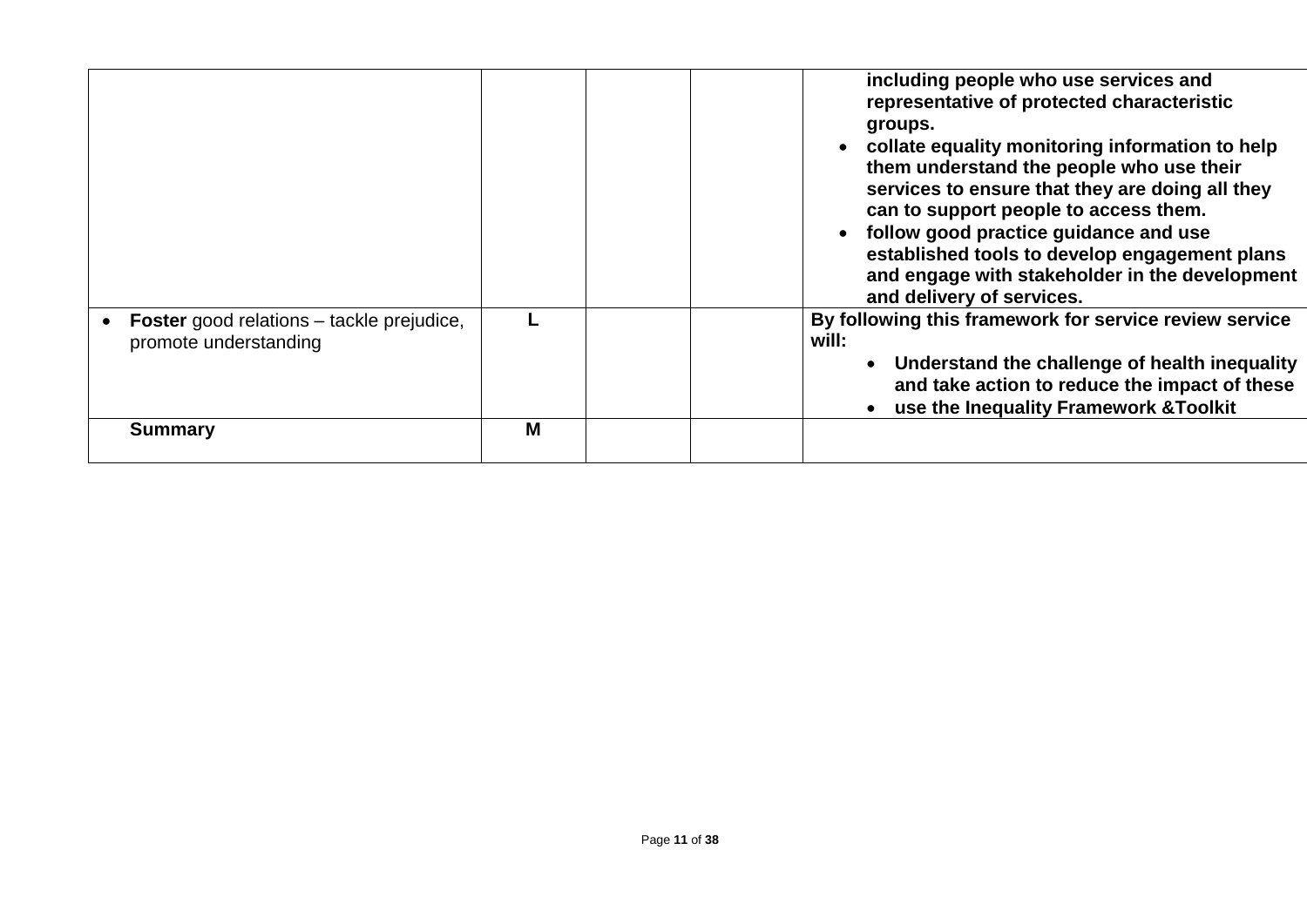| | | | | |
|---|---|---|---|---|
| | | | | **including people who use services and representative of protected characteristic groups.**<br>• **collate equality monitoring information to help them understand the people who use their services to ensure that they are doing all they can to support people to access them.**<br>• **follow good practice guidance and use established tools to develop engagement plans and engage with stakeholder in the development and delivery of services.** |
| • **Foster** good relations – tackle prejudice, promote understanding | **L** | | | **By following this framework for service review service will:**<br>• **Understand the challenge of health inequality and take action to reduce the impact of these**<br>• **use the Inequality Framework &Toolkit** |
| **Summary** | **M** | | | |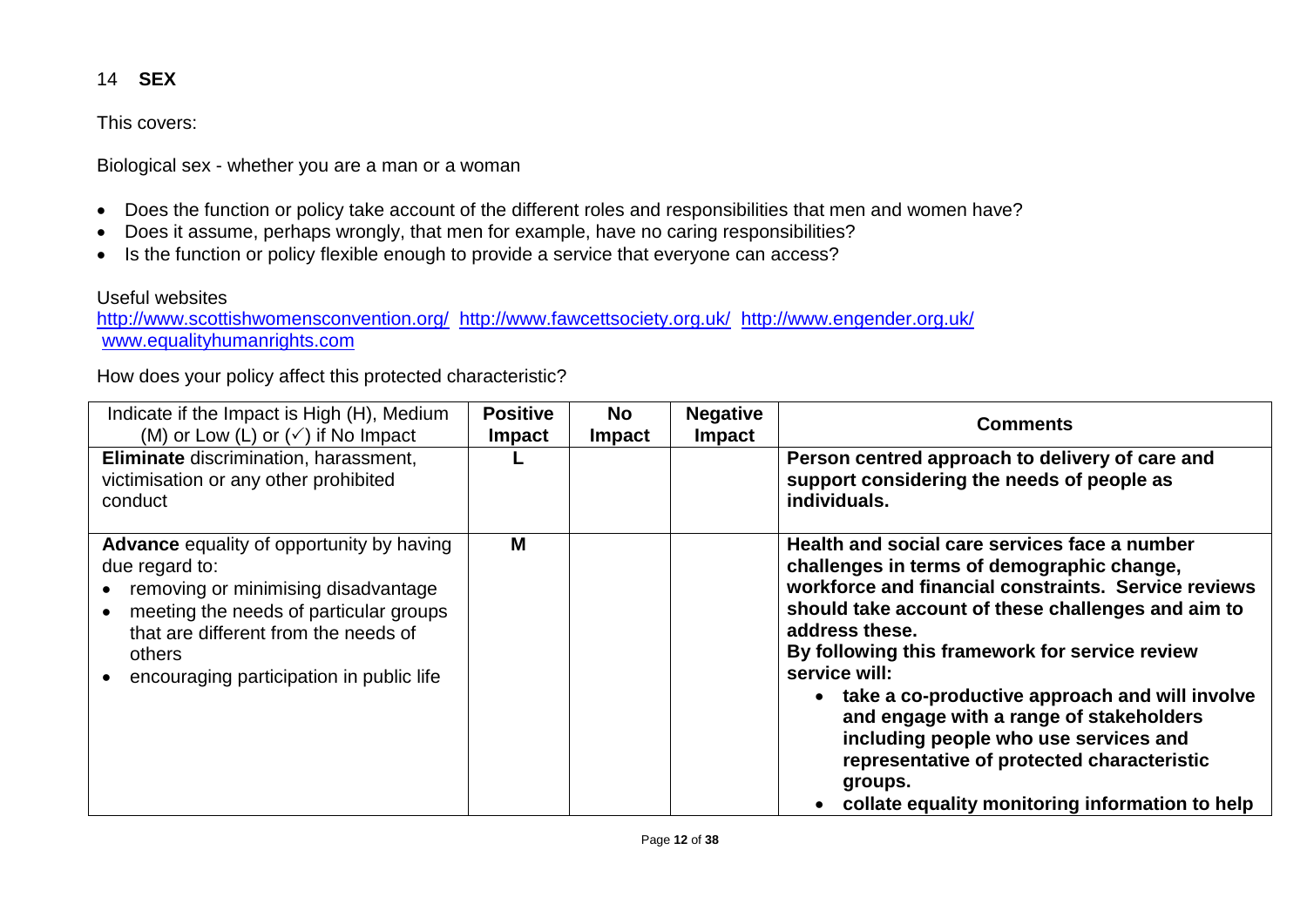## 14 SEX

This covers:

Biological sex - whether you are a man or a woman

- Does the function or policy take account of the different roles and responsibilities that men and women have?
- Does it assume, perhaps wrongly, that men for example, have no caring responsibilities?
- Is the function or policy flexible enough to provide a service that everyone can access?

Useful websites
http://www.scottishwomensconvention.org/ http://www.fawcettsociety.org.uk/ http://www.engender.org.uk/
www.equalityhumanrights.com

How does your policy affect this protected characteristic?

| Indicate if the Impact is High (H), Medium (M) or Low (L) or (✓) if No Impact | Positive Impact | No Impact | Negative Impact | Comments |
|---|---|---|---|---|
| **Eliminate** discrimination, harassment, victimisation or any other prohibited conduct | **L** | | | **Person centred approach to delivery of care and support considering the needs of people as individuals.** |
| **Advance** equality of opportunity by having due regard to:<br>• removing or minimising disadvantage<br>• meeting the needs of particular groups that are different from the needs of others<br>• encouraging participation in public life | **M** | | | **Health and social care services face a number challenges in terms of demographic change, workforce and financial constraints. Service reviews should take account of these challenges and aim to address these.**<br>**By following this framework for service review service will:**<br>• **take a co-productive approach and will involve and engage with a range of stakeholders including people who use services and representative of protected characteristic groups.**<br>• **collate equality monitoring information to help** |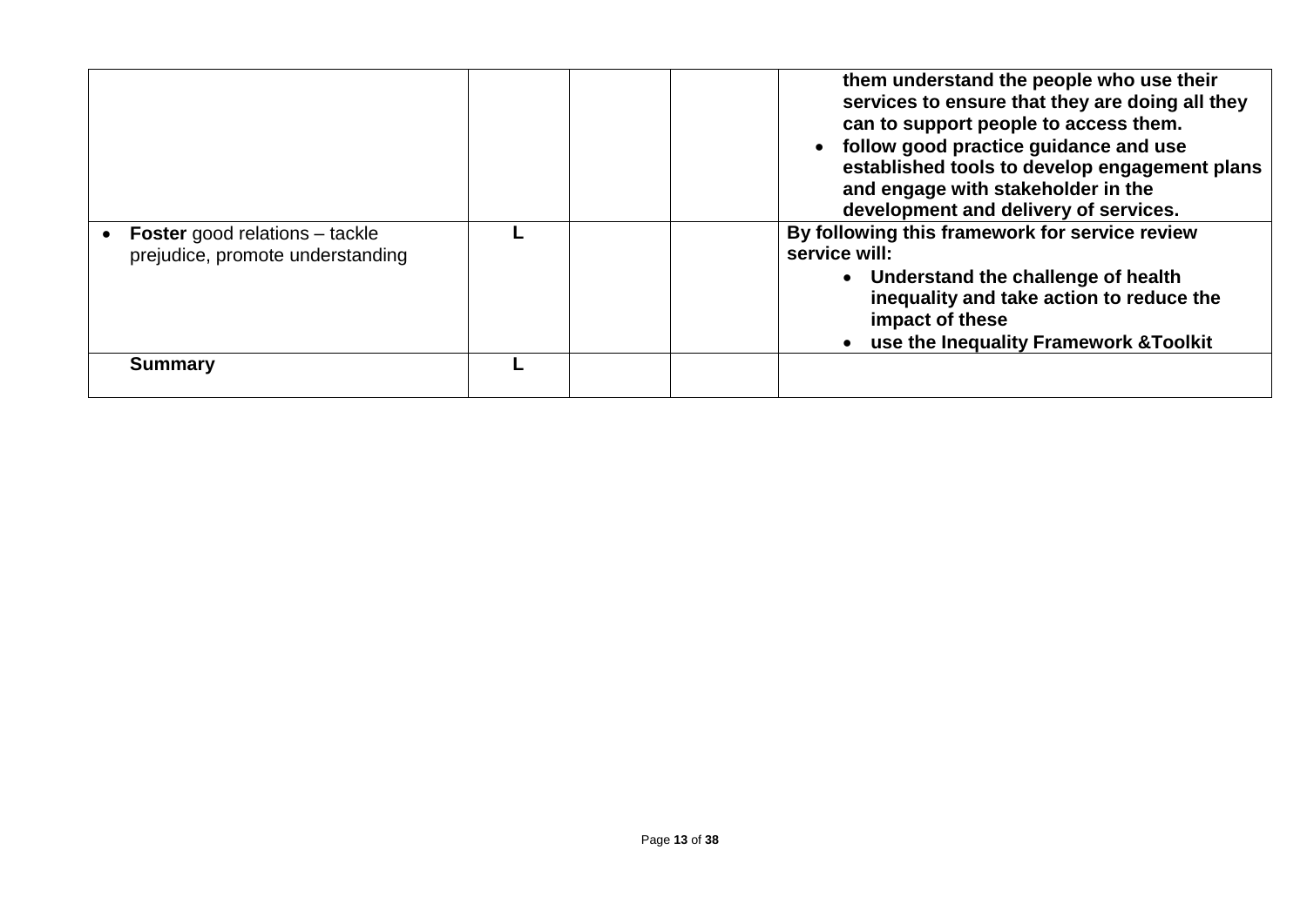| | | | | |
|---|---|---|---|---|
| | | | | **them understand the people who use their services to ensure that they are doing all they can to support people to access them.**<br>• **follow good practice guidance and use established tools to develop engagement plans and engage with stakeholder in the development and delivery of services.** |
| • **Foster** good relations – tackle prejudice, promote understanding | **L** | | | **By following this framework for service review service will:**<br>• **Understand the challenge of health inequality and take action to reduce the impact of these**<br>• **use the Inequality Framework &Toolkit** |
| **Summary** | **L** | | | |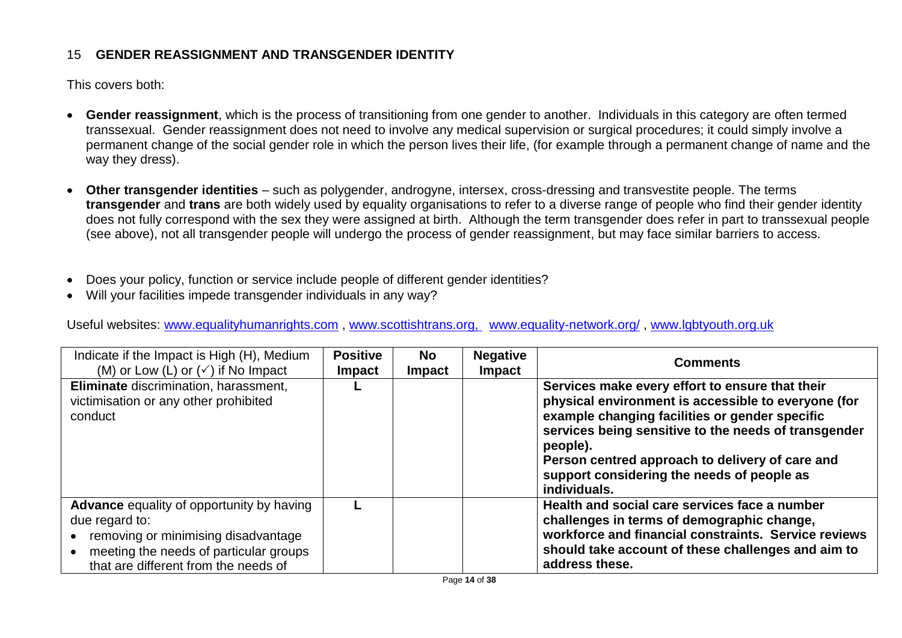## 15 GENDER REASSIGNMENT AND TRANSGENDER IDENTITY

This covers both:

- **Gender reassignment**, which is the process of transitioning from one gender to another. Individuals in this category are often termed transsexual. Gender reassignment does not need to involve any medical supervision or surgical procedures; it could simply involve a permanent change of the social gender role in which the person lives their life, (for example through a permanent change of name and the way they dress).

- **Other transgender identities** – such as polygender, androgyne, intersex, cross-dressing and transvestite people. The terms **transgender** and **trans** are both widely used by equality organisations to refer to a diverse range of people who find their gender identity does not fully correspond with the sex they were assigned at birth. Although the term transgender does refer in part to transsexual people (see above), not all transgender people will undergo the process of gender reassignment, but may face similar barriers to access.

- Does your policy, function or service include people of different gender identities?
- Will your facilities impede transgender individuals in any way?

Useful websites: www.equalityhumanrights.com , www.scottishtrans.org, www.equality-network.org/ , www.lgbtyouth.org.uk

| Indicate if the Impact is High (H), Medium (M) or Low (L) or (✓) if No Impact | Positive Impact | No Impact | Negative Impact | Comments |
|---|---|---|---|---|
| **Eliminate** discrimination, harassment, victimisation or any other prohibited conduct | L | | | **Services make every effort to ensure that their physical environment is accessible to everyone (for example changing facilities or gender specific services being sensitive to the needs of transgender people).** **Person centred approach to delivery of care and support considering the needs of people as individuals.** |
| **Advance** equality of opportunity by having due regard to: • removing or minimising disadvantage • meeting the needs of particular groups that are different from the needs of | L | | | **Health and social care services face a number challenges in terms of demographic change, workforce and financial constraints. Service reviews should take account of these challenges and aim to address these.** |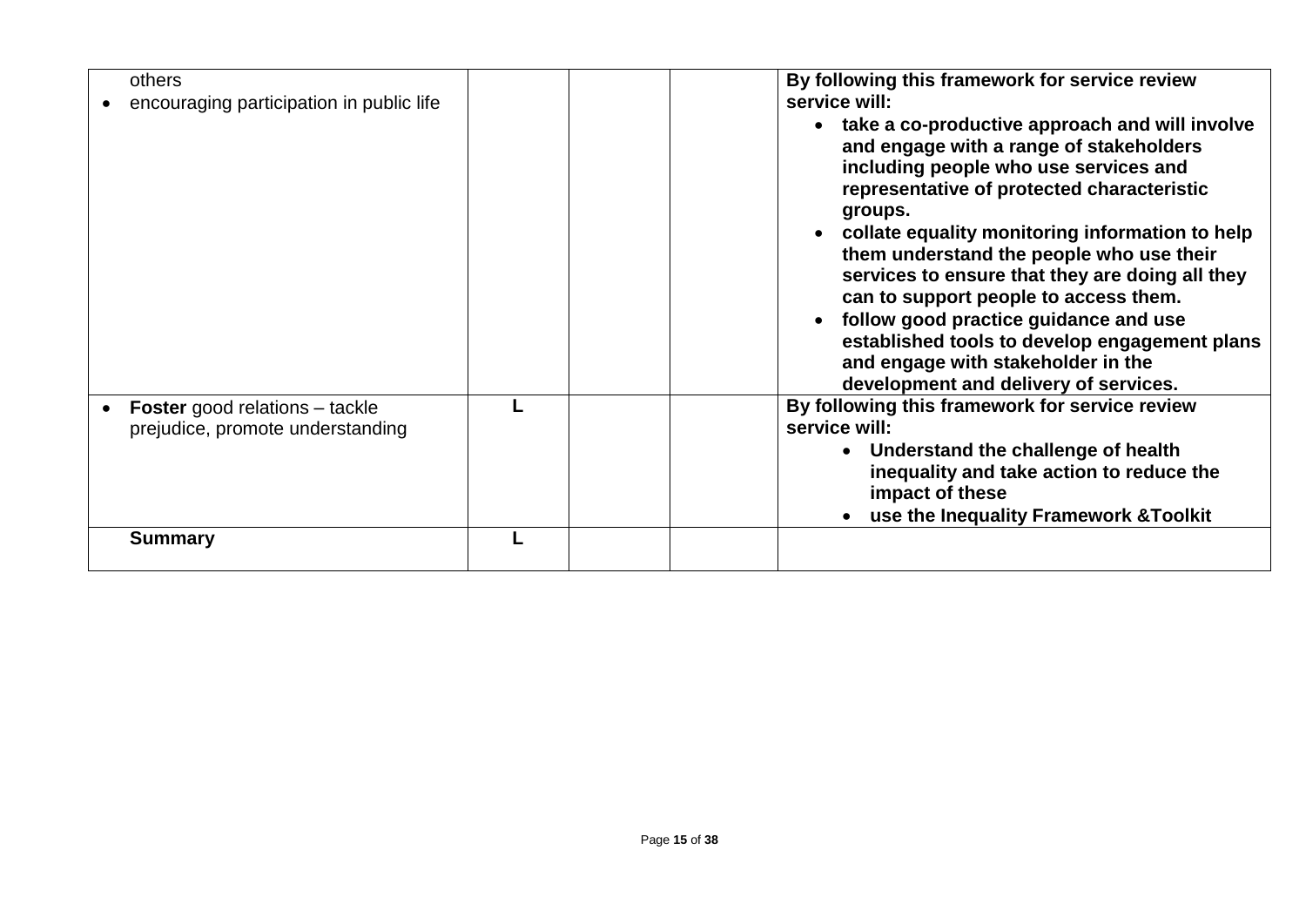| | | | | |
|---|---|---|---|---|
| others<br>• encouraging participation in public life | | | | **By following this framework for service review service will:**<br>• **take a co-productive approach and will involve and engage with a range of stakeholders including people who use services and representative of protected characteristic groups.**<br>• **collate equality monitoring information to help them understand the people who use their services to ensure that they are doing all they can to support people to access them.**<br>• **follow good practice guidance and use established tools to develop engagement plans and engage with stakeholder in the development and delivery of services.** |
| • **Foster** good relations – tackle prejudice, promote understanding | **L** | | | **By following this framework for service review service will:**<br>• **Understand the challenge of health inequality and take action to reduce the impact of these**<br>• **use the Inequality Framework &Toolkit** |
| **Summary** | **L** | | | |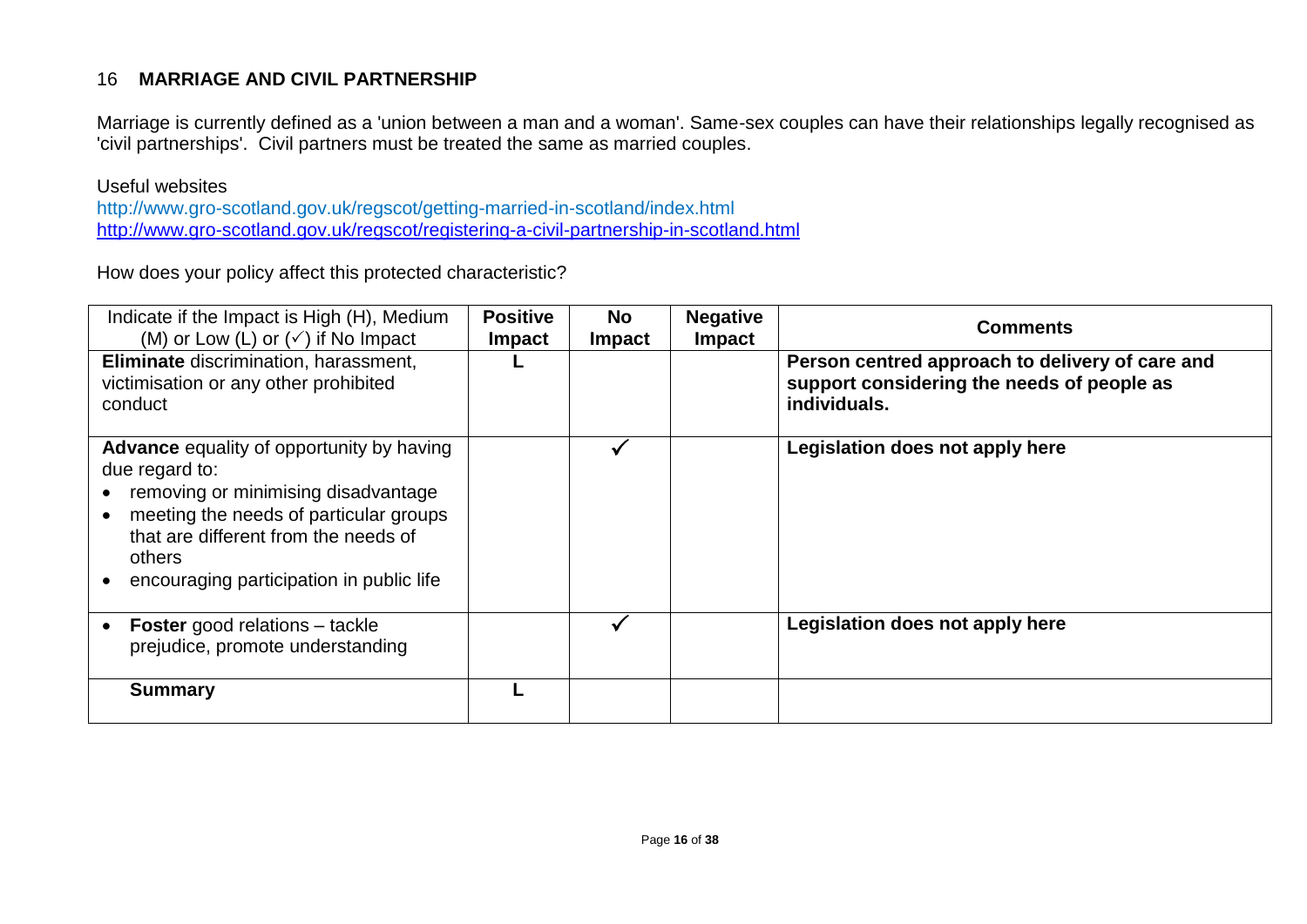## 16 MARRIAGE AND CIVIL PARTNERSHIP

Marriage is currently defined as a 'union between a man and a woman'. Same-sex couples can have their relationships legally recognised as 'civil partnerships'. Civil partners must be treated the same as married couples.

Useful websites
http://www.gro-scotland.gov.uk/regscot/getting-married-in-scotland/index.html
http://www.gro-scotland.gov.uk/regscot/registering-a-civil-partnership-in-scotland.html

How does your policy affect this protected characteristic?

| Indicate if the Impact is High (H), Medium (M) or Low (L) or (✓) if No Impact | Positive Impact | No Impact | Negative Impact | Comments |
|---|---|---|---|---|
| **Eliminate** discrimination, harassment, victimisation or any other prohibited conduct | L | | | **Person centred approach to delivery of care and support considering the needs of people as individuals.** |
| **Advance** equality of opportunity by having due regard to: <br>• removing or minimising disadvantage <br>• meeting the needs of particular groups that are different from the needs of others <br>• encouraging participation in public life | | ✓ | | **Legislation does not apply here** |
| • **Foster** good relations – tackle prejudice, promote understanding | | ✓ | | **Legislation does not apply here** |
| **Summary** | L | | | |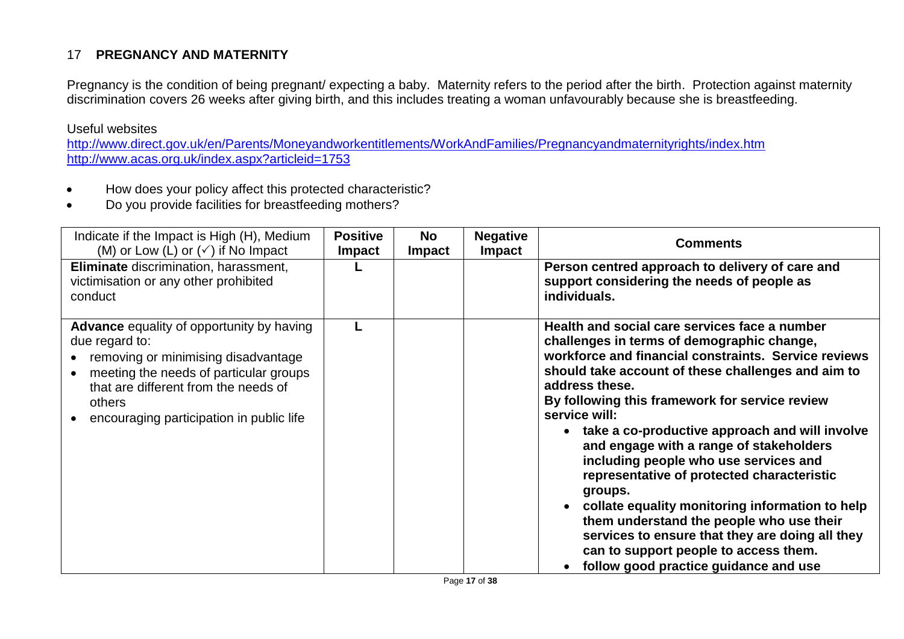## 17 PREGNANCY AND MATERNITY

Pregnancy is the condition of being pregnant/ expecting a baby. Maternity refers to the period after the birth. Protection against maternity discrimination covers 26 weeks after giving birth, and this includes treating a woman unfavourably because she is breastfeeding.

Useful websites
http://www.direct.gov.uk/en/Parents/Moneyandworkentitlements/WorkAndFamilies/Pregnancyandmaternityrights/index.htm
http://www.acas.org.uk/index.aspx?articleid=1753

- How does your policy affect this protected characteristic?
- Do you provide facilities for breastfeeding mothers?

| Indicate if the Impact is High (H), Medium (M) or Low (L) or (✓) if No Impact | Positive Impact | No Impact | Negative Impact | Comments |
|---|---|---|---|---|
| **Eliminate** discrimination, harassment, victimisation or any other prohibited conduct | L | | | **Person centred approach to delivery of care and support considering the needs of people as individuals.** |
| **Advance** equality of opportunity by having due regard to:<br>• removing or minimising disadvantage<br>• meeting the needs of particular groups that are different from the needs of others<br>• encouraging participation in public life | L | | | **Health and social care services face a number challenges in terms of demographic change, workforce and financial constraints. Service reviews should take account of these challenges and aim to address these.**<br>**By following this framework for service review service will:**<br>• **take a co-productive approach and will involve and engage with a range of stakeholders including people who use services and representative of protected characteristic groups.**<br>• **collate equality monitoring information to help them understand the people who use their services to ensure that they are doing all they can to support people to access them.**<br>• **follow good practice guidance and use** |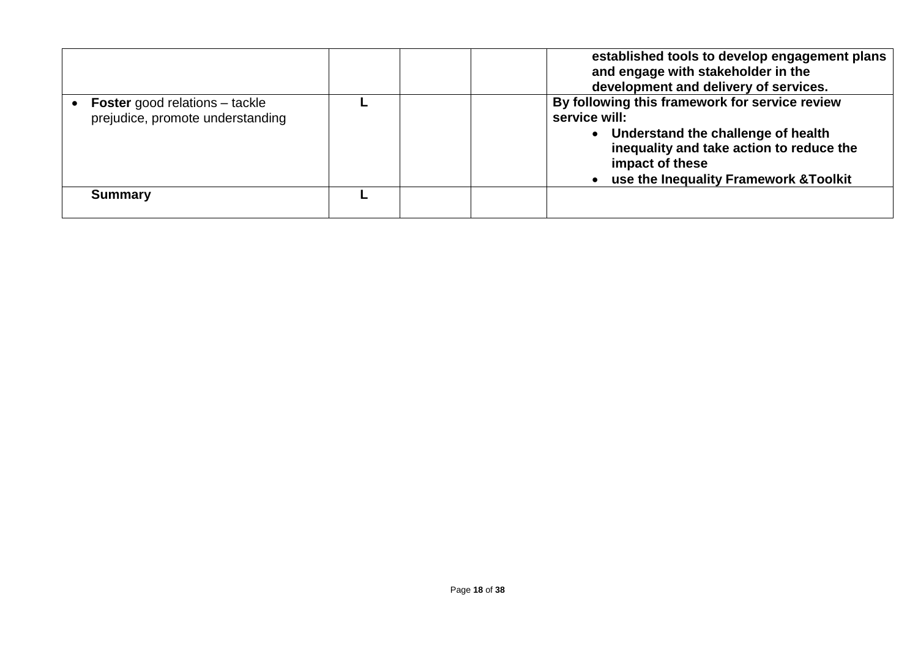| | | | | |
|---|---|---|---|---|
| | | | | **established tools to develop engagement plans and engage with stakeholder in the development and delivery of services.** |
| • **Foster** good relations – tackle prejudice, promote understanding | **L** | | | **By following this framework for service review service will:**<br>• **Understand the challenge of health inequality and take action to reduce the impact of these**<br>• **use the Inequality Framework &Toolkit** |
| **Summary** | **L** | | | |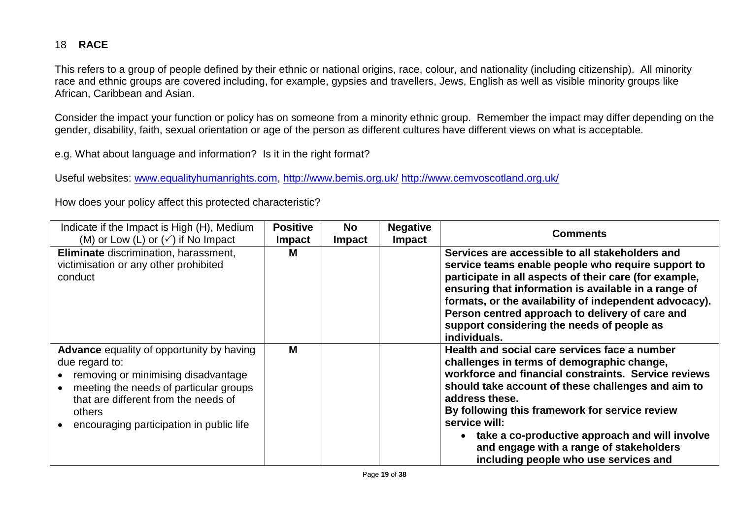## 18 **RACE**

This refers to a group of people defined by their ethnic or national origins, race, colour, and nationality (including citizenship). All minority race and ethnic groups are covered including, for example, gypsies and travellers, Jews, English as well as visible minority groups like African, Caribbean and Asian.

Consider the impact your function or policy has on someone from a minority ethnic group. Remember the impact may differ depending on the gender, disability, faith, sexual orientation or age of the person as different cultures have different views on what is acceptable.

e.g. What about language and information? Is it in the right format?

Useful websites: www.equalityhumanrights.com, http://www.bemis.org.uk/ http://www.cemvoscotland.org.uk/

How does your policy affect this protected characteristic?

| Indicate if the Impact is High (H), Medium (M) or Low (L) or (✓) if No Impact | **Positive Impact** | **No Impact** | **Negative Impact** | **Comments** |
|---|---|---|---|---|
| **Eliminate** discrimination, harassment, victimisation or any other prohibited conduct | **M** | | | **Services are accessible to all stakeholders and service teams enable people who require support to participate in all aspects of their care (for example, ensuring that information is available in a range of formats, or the availability of independent advocacy). Person centred approach to delivery of care and support considering the needs of people as individuals.** |
| **Advance** equality of opportunity by having due regard to: <br>• removing or minimising disadvantage <br>• meeting the needs of particular groups that are different from the needs of others <br>• encouraging participation in public life | **M** | | | **Health and social care services face a number challenges in terms of demographic change, workforce and financial constraints. Service reviews should take account of these challenges and aim to address these.** <br>**By following this framework for service review service will:** <br>• **take a co-productive approach and will involve and engage with a range of stakeholders including people who use services and** |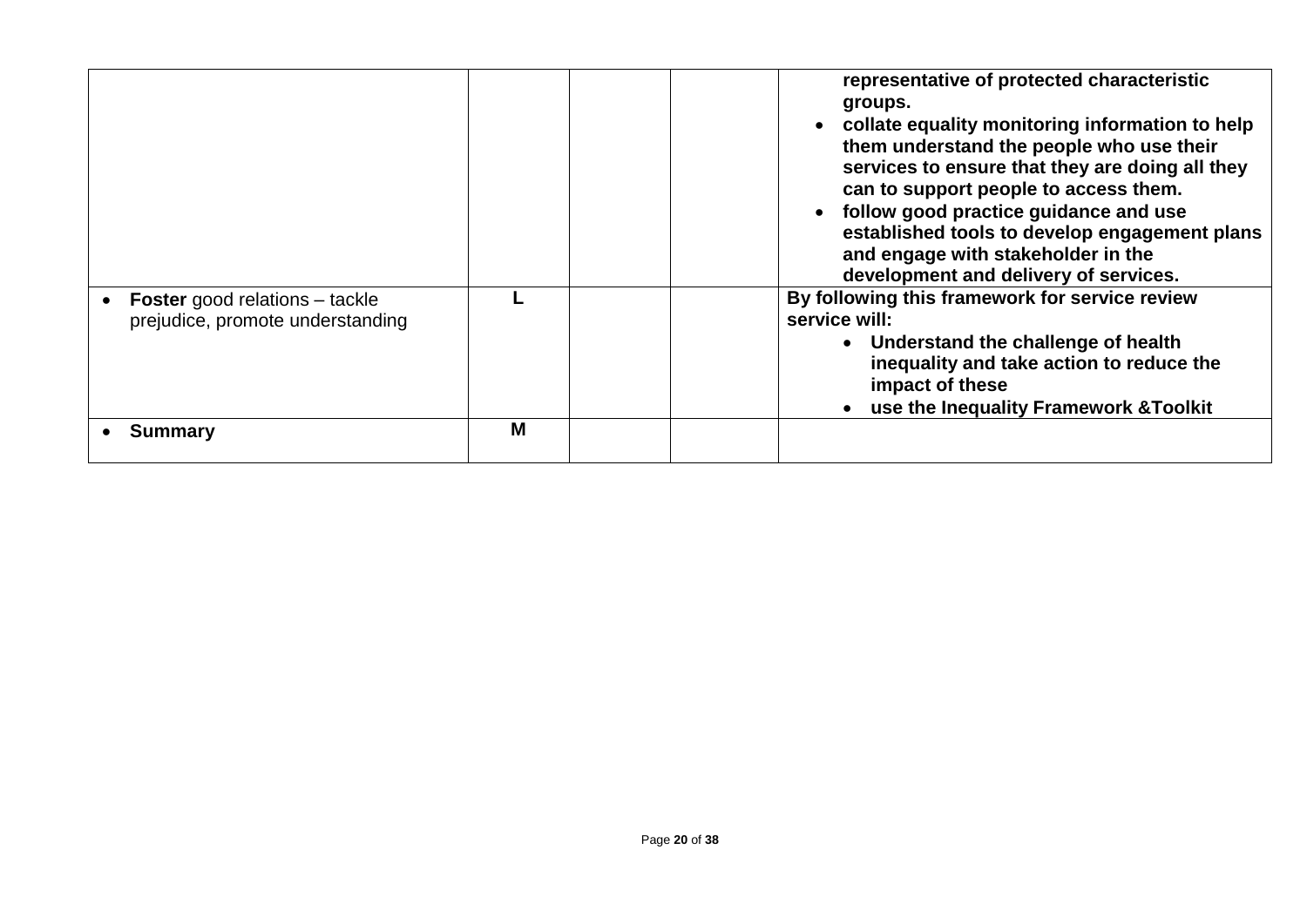| | | | | |
|---|---|---|---|---|
| | | | | **representative of protected characteristic groups.**<br>• **collate equality monitoring information to help them understand the people who use their services to ensure that they are doing all they can to support people to access them.**<br>• **follow good practice guidance and use established tools to develop engagement plans and engage with stakeholder in the development and delivery of services.** |
| • **Foster** good relations – tackle prejudice, promote understanding | **L** | | | **By following this framework for service review service will:**<br>• **Understand the challenge of health inequality and take action to reduce the impact of these**<br>• **use the Inequality Framework &Toolkit** |
| • **Summary** | **M** | | | |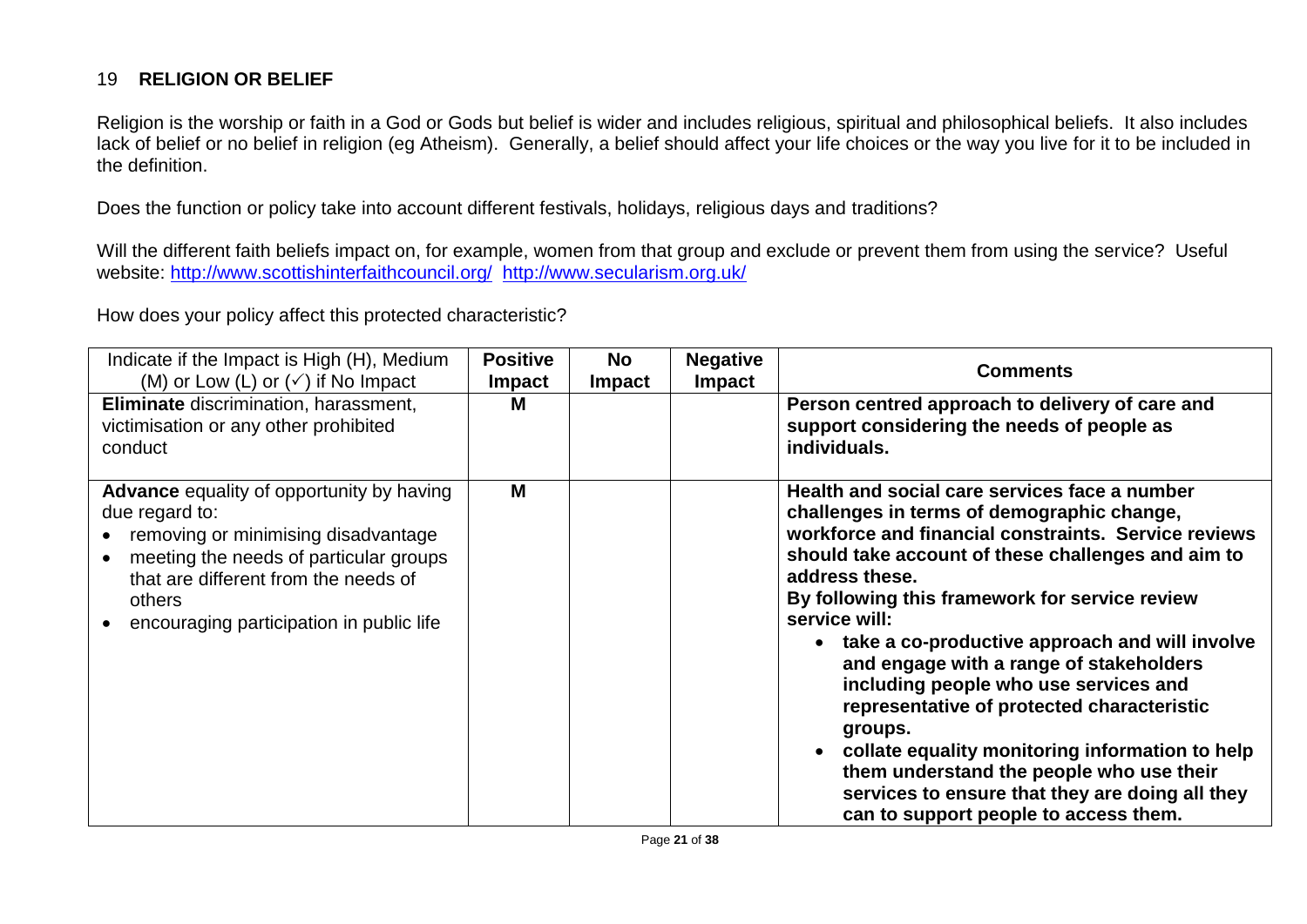## 19 **RELIGION OR BELIEF**

Religion is the worship or faith in a God or Gods but belief is wider and includes religious, spiritual and philosophical beliefs. It also includes lack of belief or no belief in religion (eg Atheism). Generally, a belief should affect your life choices or the way you live for it to be included in the definition.

Does the function or policy take into account different festivals, holidays, religious days and traditions?

Will the different faith beliefs impact on, for example, women from that group and exclude or prevent them from using the service? Useful website: http://www.scottishinterfaithcouncil.org/ http://www.secularism.org.uk/

How does your policy affect this protected characteristic?

| Indicate if the Impact is High (H), Medium (M) or Low (L) or (✓) if No Impact | **Positive Impact** | **No Impact** | **Negative Impact** | **Comments** |
|---|---|---|---|---|
| **Eliminate** discrimination, harassment, victimisation or any other prohibited conduct | **M** | | | **Person centred approach to delivery of care and support considering the needs of people as individuals.** |
| **Advance** equality of opportunity by having due regard to:<br>• removing or minimising disadvantage<br>• meeting the needs of particular groups that are different from the needs of others<br>• encouraging participation in public life | **M** | | | **Health and social care services face a number challenges in terms of demographic change, workforce and financial constraints. Service reviews should take account of these challenges and aim to address these.**<br>**By following this framework for service review service will:**<br>• **take a co-productive approach and will involve and engage with a range of stakeholders including people who use services and representative of protected characteristic groups.**<br>• **collate equality monitoring information to help them understand the people who use their services to ensure that they are doing all they can to support people to access them.** |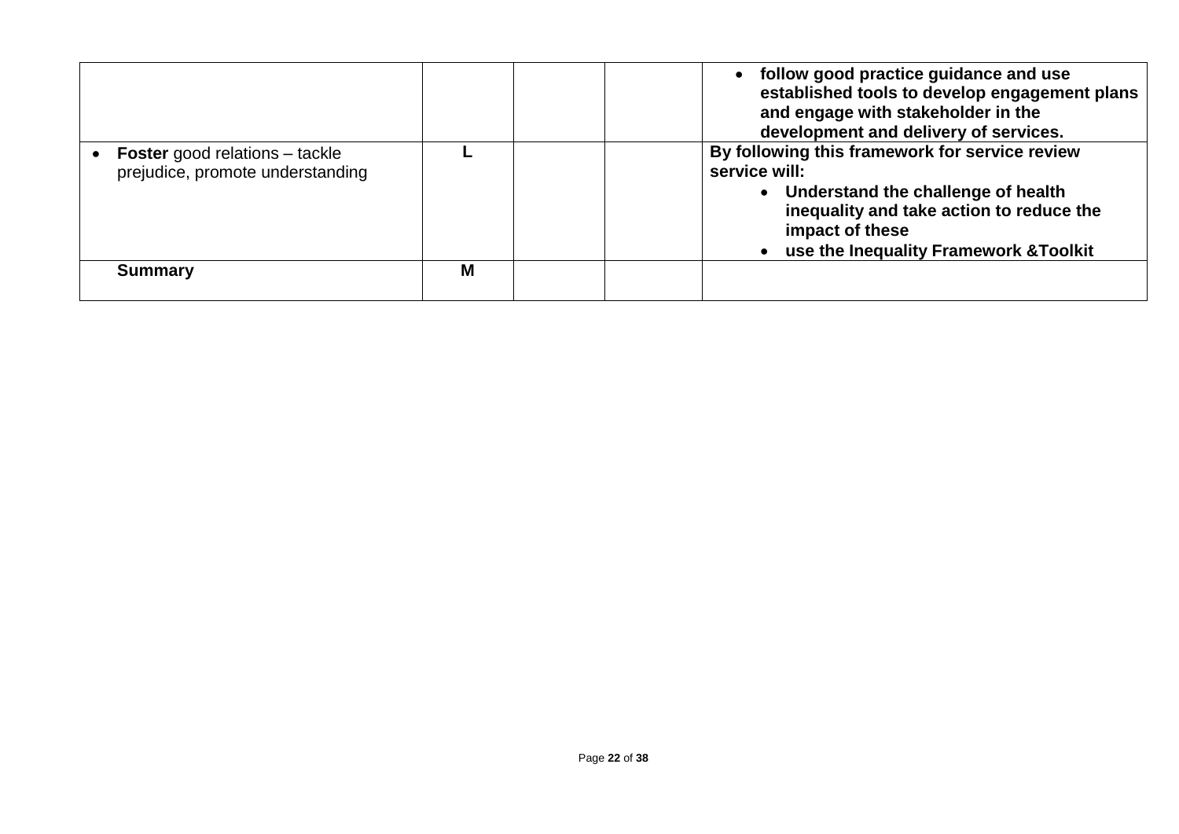| | | | | |
|---|---|---|---|---|
| | | | | • **follow good practice guidance and use established tools to develop engagement plans and engage with stakeholder in the development and delivery of services.** |
| • **Foster** good relations – tackle prejudice, promote understanding | **L** | | | **By following this framework for service review service will:**<br>• **Understand the challenge of health inequality and take action to reduce the impact of these**<br>• **use the Inequality Framework &Toolkit** |
| **Summary** | **M** | | | |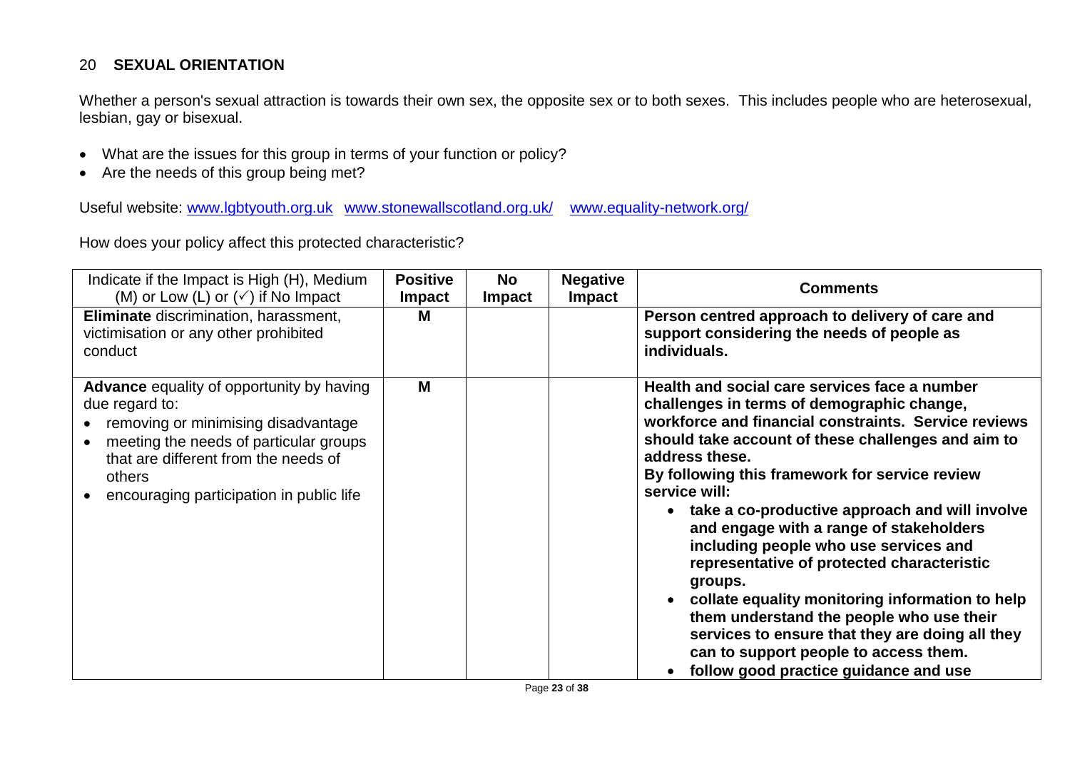## 20 SEXUAL ORIENTATION

Whether a person's sexual attraction is towards their own sex, the opposite sex or to both sexes. This includes people who are heterosexual, lesbian, gay or bisexual.

- What are the issues for this group in terms of your function or policy?
- Are the needs of this group being met?

Useful website: www.lgbtyouth.org.uk www.stonewallscotland.org.uk/ www.equality-network.org/

How does your policy affect this protected characteristic?

| Indicate if the Impact is High (H), Medium (M) or Low (L) or (✓) if No Impact | Positive Impact | No Impact | Negative Impact | Comments |
|---|---|---|---|---|
| **Eliminate** discrimination, harassment, victimisation or any other prohibited conduct | M | | | **Person centred approach to delivery of care and support considering the needs of people as individuals.** |
| **Advance** equality of opportunity by having due regard to:<br>• removing or minimising disadvantage<br>• meeting the needs of particular groups that are different from the needs of others<br>• encouraging participation in public life | M | | | **Health and social care services face a number challenges in terms of demographic change, workforce and financial constraints. Service reviews should take account of these challenges and aim to address these.**<br>**By following this framework for service review service will:**<br>• **take a co-productive approach and will involve and engage with a range of stakeholders including people who use services and representative of protected characteristic groups.**<br>• **collate equality monitoring information to help them understand the people who use their services to ensure that they are doing all they can to support people to access them.**<br>• **follow good practice guidance and use** |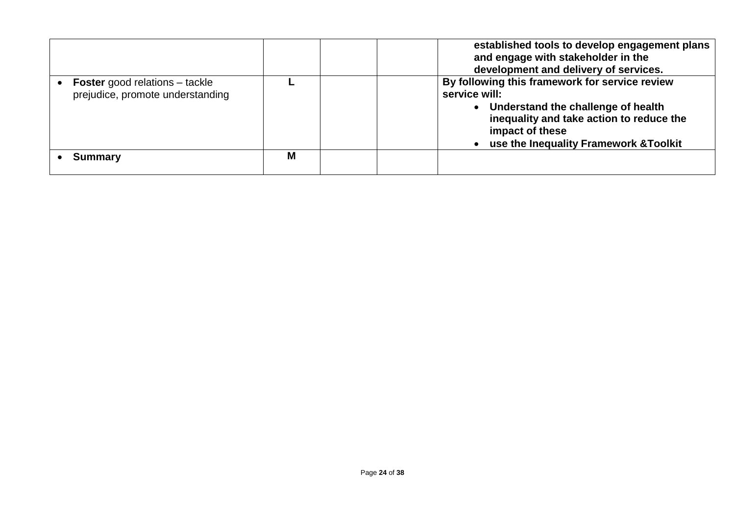| | | | | |
|---|---|---|---|---|
| | | | | **established tools to develop engagement plans and engage with stakeholder in the development and delivery of services.** |
| • **Foster** good relations – tackle prejudice, promote understanding | **L** | | | **By following this framework for service review service will:**<br>• **Understand the challenge of health inequality and take action to reduce the impact of these**<br>• **use the Inequality Framework &Toolkit** |
| • **Summary** | **M** | | | |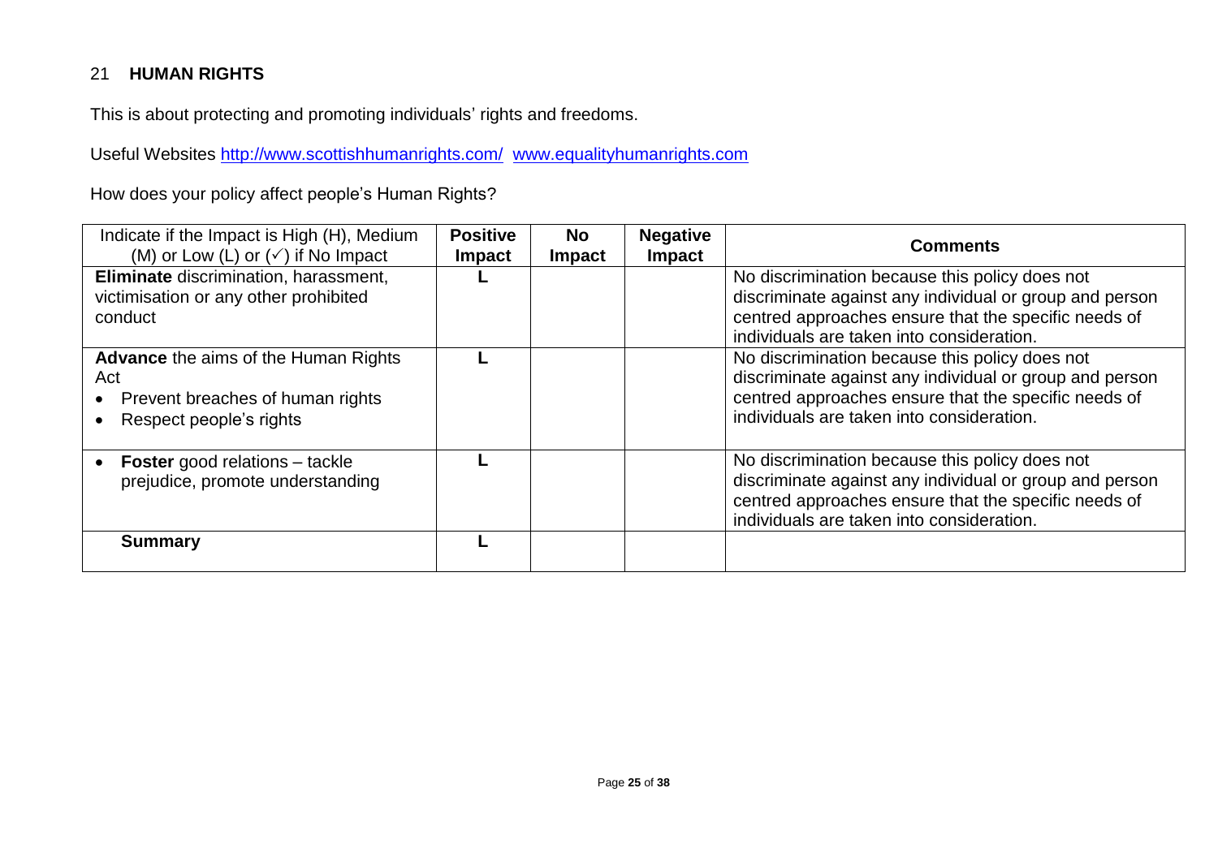## 21 HUMAN RIGHTS

This is about protecting and promoting individuals' rights and freedoms.

Useful Websites http://www.scottishhumanrights.com/ www.equalityhumanrights.com

How does your policy affect people's Human Rights?

| Indicate if the Impact is High (H), Medium (M) or Low (L) or (✓) if No Impact | Positive Impact | No Impact | Negative Impact | Comments |
|---|---|---|---|---|
| **Eliminate** discrimination, harassment, victimisation or any other prohibited conduct | L | | | No discrimination because this policy does not discriminate against any individual or group and person centred approaches ensure that the specific needs of individuals are taken into consideration. |
| **Advance** the aims of the Human Rights Act<br>• Prevent breaches of human rights<br>• Respect people's rights | L | | | No discrimination because this policy does not discriminate against any individual or group and person centred approaches ensure that the specific needs of individuals are taken into consideration. |
| • **Foster** good relations – tackle prejudice, promote understanding | L | | | No discrimination because this policy does not discriminate against any individual or group and person centred approaches ensure that the specific needs of individuals are taken into consideration. |
| **Summary** | L | | | |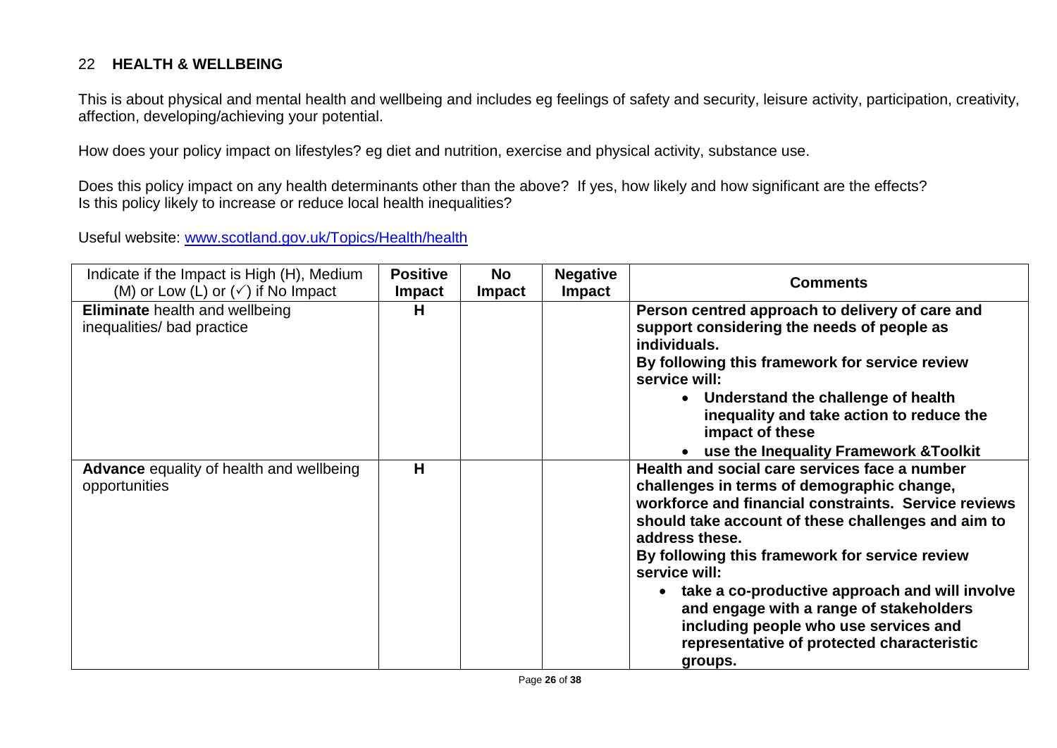## 22 HEALTH & WELLBEING

This is about physical and mental health and wellbeing and includes eg feelings of safety and security, leisure activity, participation, creativity, affection, developing/achieving your potential.

How does your policy impact on lifestyles? eg diet and nutrition, exercise and physical activity, substance use.

Does this policy impact on any health determinants other than the above? If yes, how likely and how significant are the effects?
Is this policy likely to increase or reduce local health inequalities?

Useful website: [www.scotland.gov.uk/Topics/Health/health](http://www.scotland.gov.uk/Topics/Health/health)

| Indicate if the Impact is High (H), Medium (M) or Low (L) or (✓) if No Impact | Positive Impact | No Impact | Negative Impact | Comments |
|---|---|---|---|---|
| **Eliminate** health and wellbeing inequalities/ bad practice | H | | | **Person centred approach to delivery of care and support considering the needs of people as individuals.**<br>**By following this framework for service review service will:**<br>• **Understand the challenge of health inequality and take action to reduce the impact of these**<br>• **use the Inequality Framework &Toolkit** |
| **Advance** equality of health and wellbeing opportunities | H | | | **Health and social care services face a number challenges in terms of demographic change, workforce and financial constraints. Service reviews should take account of these challenges and aim to address these.**<br>**By following this framework for service review service will:**<br>• **take a co-productive approach and will involve and engage with a range of stakeholders including people who use services and representative of protected characteristic groups.** |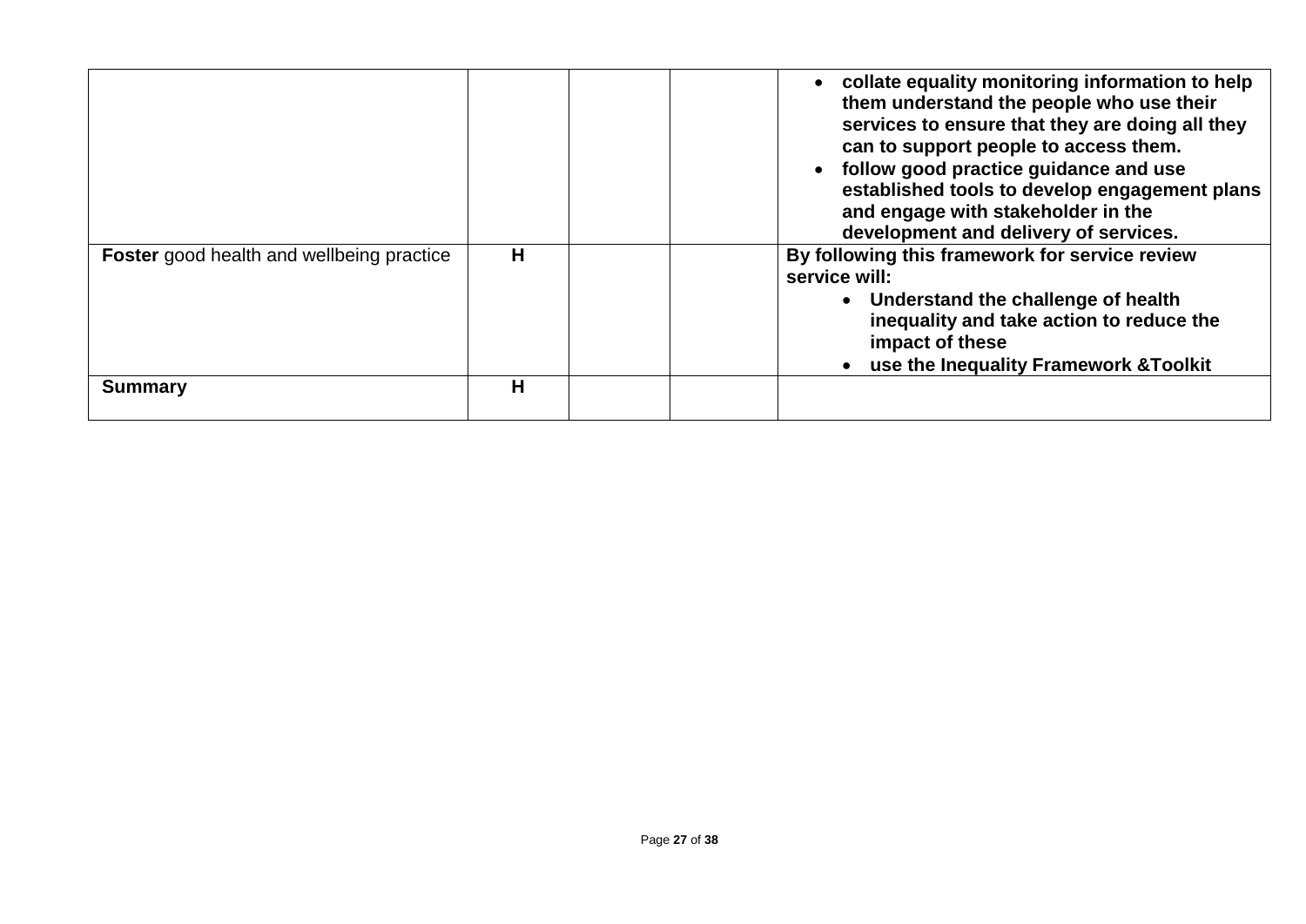| | | | | |
|---|---|---|---|---|
| | | | | • **collate equality monitoring information to help them understand the people who use their services to ensure that they are doing all they can to support people to access them.**<br>• **follow good practice guidance and use established tools to develop engagement plans and engage with stakeholder in the development and delivery of services.** |
| **Foster** good health and wellbeing practice | **H** | | | **By following this framework for service review service will:**<br>• **Understand the challenge of health inequality and take action to reduce the impact of these**<br>• **use the Inequality Framework &Toolkit** |
| **Summary** | **H** | | | |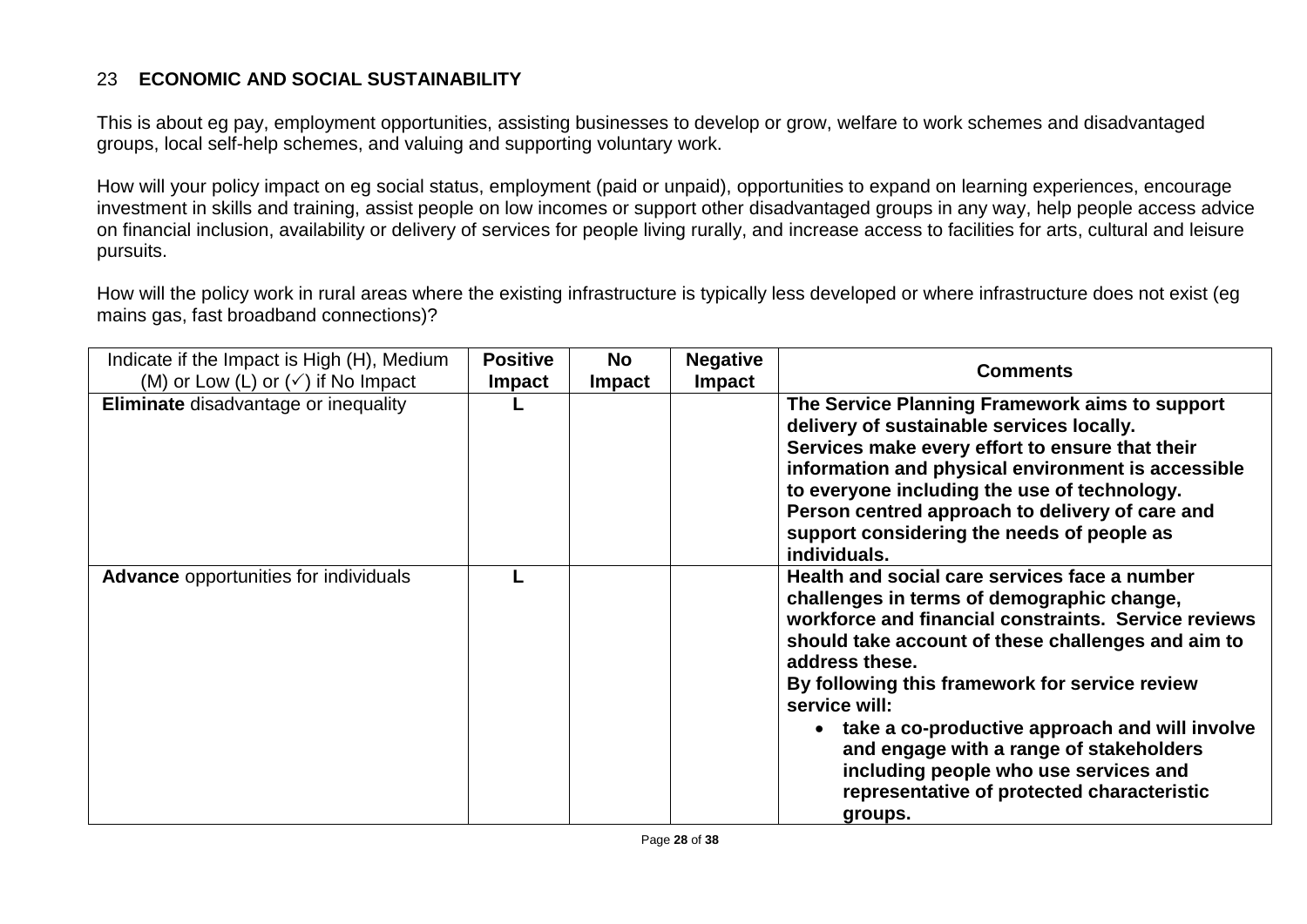## 23 ECONOMIC AND SOCIAL SUSTAINABILITY

This is about eg pay, employment opportunities, assisting businesses to develop or grow, welfare to work schemes and disadvantaged groups, local self-help schemes, and valuing and supporting voluntary work.

How will your policy impact on eg social status, employment (paid or unpaid), opportunities to expand on learning experiences, encourage investment in skills and training, assist people on low incomes or support other disadvantaged groups in any way, help people access advice on financial inclusion, availability or delivery of services for people living rurally, and increase access to facilities for arts, cultural and leisure pursuits.

How will the policy work in rural areas where the existing infrastructure is typically less developed or where infrastructure does not exist (eg mains gas, fast broadband connections)?

| Indicate if the Impact is High (H), Medium (M) or Low (L) or (✓) if No Impact | Positive Impact | No Impact | Negative Impact | Comments |
|---|---|---|---|---|
| **Eliminate** disadvantage or inequality | L | | | **The Service Planning Framework aims to support delivery of sustainable services locally.<br>Services make every effort to ensure that their information and physical environment is accessible to everyone including the use of technology.<br>Person centred approach to delivery of care and support considering the needs of people as individuals.** |
| **Advance** opportunities for individuals | L | | | **Health and social care services face a number challenges in terms of demographic change, workforce and financial constraints. Service reviews should take account of these challenges and aim to address these.<br>By following this framework for service review service will:<br>• take a co-productive approach and will involve and engage with a range of stakeholders including people who use services and representative of protected characteristic groups.** |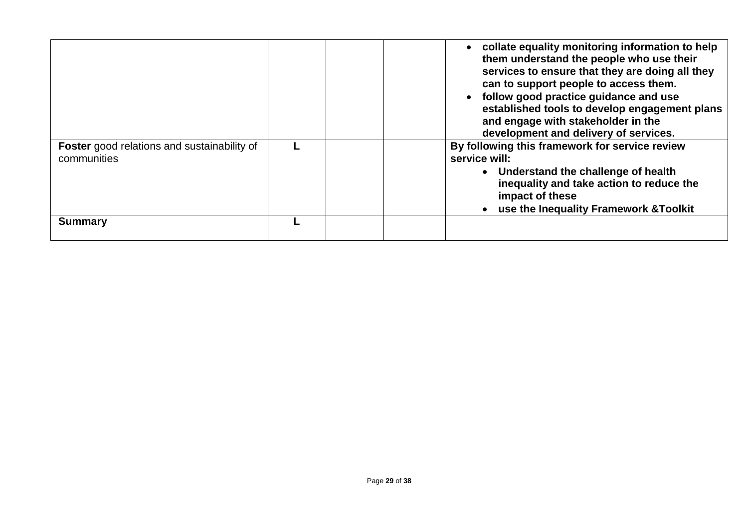| | | | | |
|---|---|---|---|---|
| | | | | • **collate equality monitoring information to help them understand the people who use their services to ensure that they are doing all they can to support people to access them.**<br>• **follow good practice guidance and use established tools to develop engagement plans and engage with stakeholder in the development and delivery of services.** |
| **Foster** good relations and sustainability of communities | **L** | | | **By following this framework for service review service will:**<br>• **Understand the challenge of health inequality and take action to reduce the impact of these**<br>• **use the Inequality Framework &Toolkit** |
| **Summary** | **L** | | | |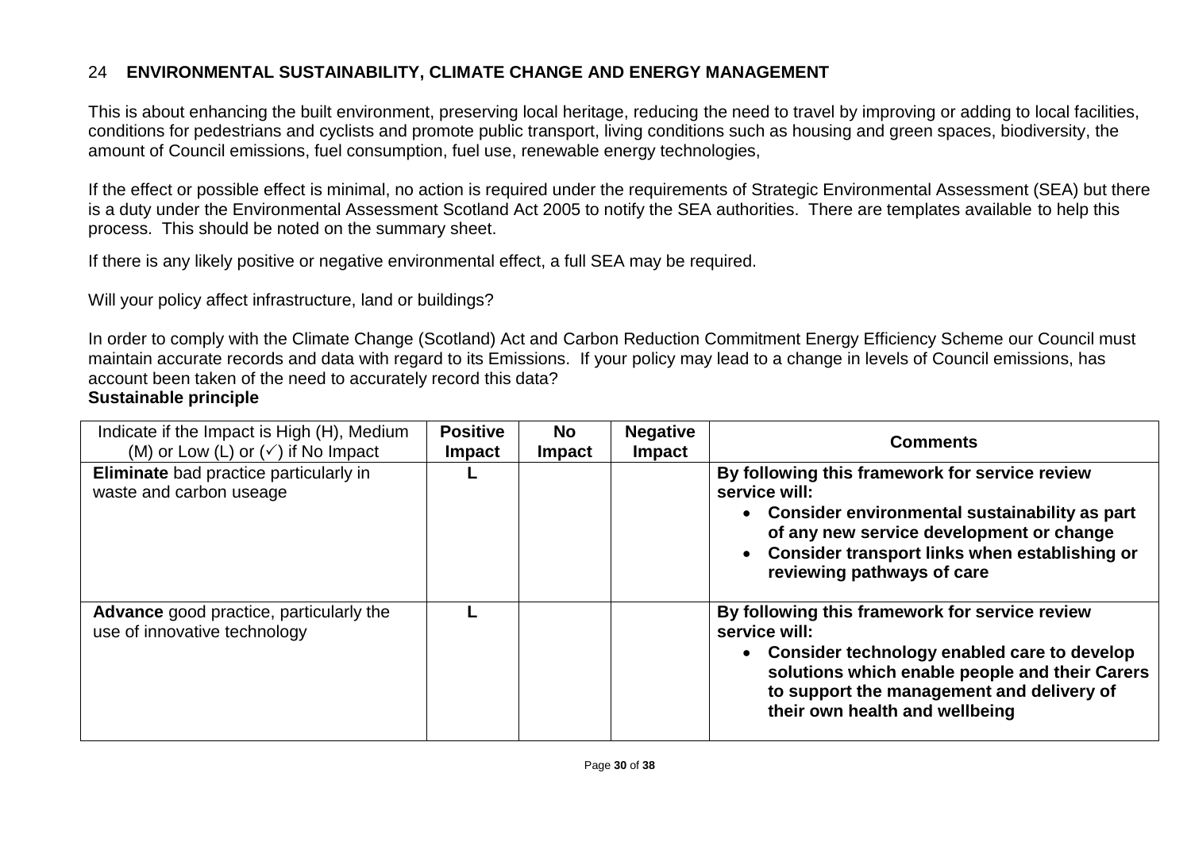## 24 ENVIRONMENTAL SUSTAINABILITY, CLIMATE CHANGE AND ENERGY MANAGEMENT

This is about enhancing the built environment, preserving local heritage, reducing the need to travel by improving or adding to local facilities, conditions for pedestrians and cyclists and promote public transport, living conditions such as housing and green spaces, biodiversity, the amount of Council emissions, fuel consumption, fuel use, renewable energy technologies,

If the effect or possible effect is minimal, no action is required under the requirements of Strategic Environmental Assessment (SEA) but there is a duty under the Environmental Assessment Scotland Act 2005 to notify the SEA authorities. There are templates available to help this process. This should be noted on the summary sheet.

If there is any likely positive or negative environmental effect, a full SEA may be required.

Will your policy affect infrastructure, land or buildings?

In order to comply with the Climate Change (Scotland) Act and Carbon Reduction Commitment Energy Efficiency Scheme our Council must maintain accurate records and data with regard to its Emissions. If your policy may lead to a change in levels of Council emissions, has account been taken of the need to accurately record this data?

**Sustainable principle**

| Indicate if the Impact is High (H), Medium (M) or Low (L) or (✓) if No Impact | **Positive Impact** | **No Impact** | **Negative Impact** | **Comments** |
|---|---|---|---|---|
| **Eliminate** bad practice particularly in waste and carbon useage | **L** | | | **By following this framework for service review service will:**<br>• **Consider environmental sustainability as part of any new service development or change**<br>• **Consider transport links when establishing or reviewing pathways of care** |
| **Advance** good practice, particularly the use of innovative technology | **L** | | | **By following this framework for service review service will:**<br>• **Consider technology enabled care to develop solutions which enable people and their Carers to support the management and delivery of their own health and wellbeing** |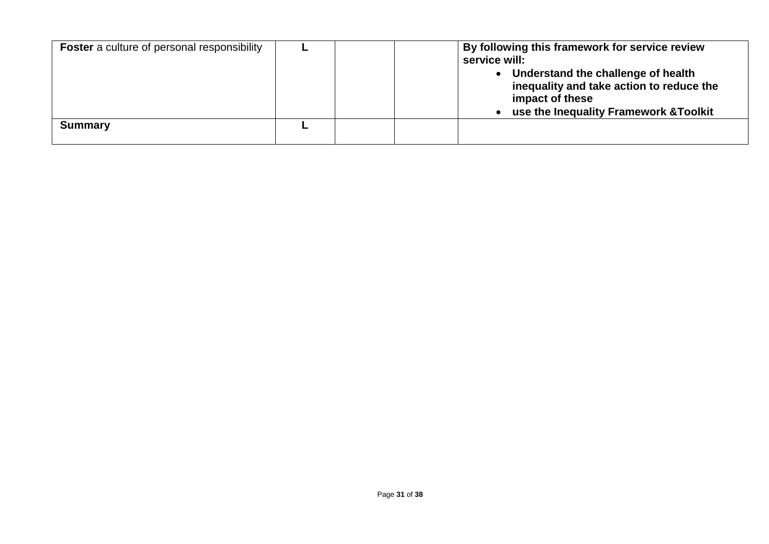| | | | | |
|---|---|---|---|---|
| **Foster** a culture of personal responsibility | **L** | | | **By following this framework for service review service will:**<br>• **Understand the challenge of health inequality and take action to reduce the impact of these**<br>• **use the Inequality Framework &Toolkit** |
| **Summary** | **L** | | | |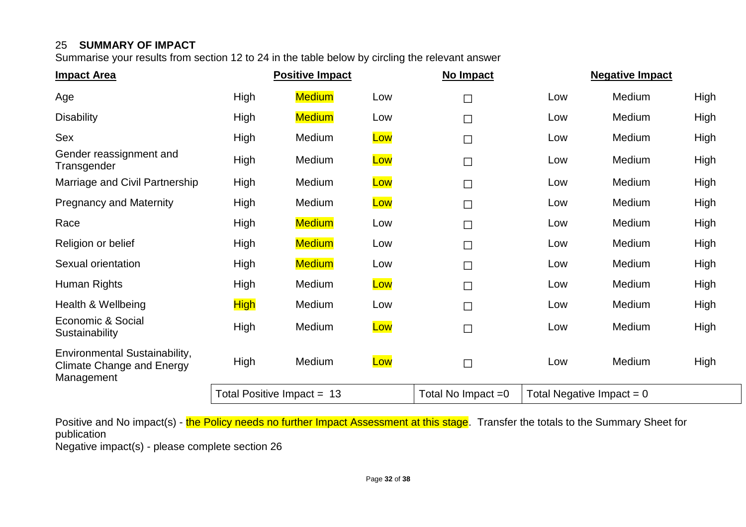## 25 SUMMARY OF IMPACT

Summarise your results from section 12 to 24 in the table below by circling the relevant answer

| Impact Area | Positive Impact | | | No Impact | Negative Impact | | |
|---|---|---|---|---|---|---|---|
| Age | High | Medium | Low | ☐ | Low | Medium | High |
| Disability | High | Medium | Low | ☐ | Low | Medium | High |
| Sex | High | Medium | Low | ☐ | Low | Medium | High |
| Gender reassignment and Transgender | High | Medium | Low | ☐ | Low | Medium | High |
| Marriage and Civil Partnership | High | Medium | Low | ☐ | Low | Medium | High |
| Pregnancy and Maternity | High | Medium | Low | ☐ | Low | Medium | High |
| Race | High | Medium | Low | ☐ | Low | Medium | High |
| Religion or belief | High | Medium | Low | ☐ | Low | Medium | High |
| Sexual orientation | High | Medium | Low | ☐ | Low | Medium | High |
| Human Rights | High | Medium | Low | ☐ | Low | Medium | High |
| Health & Wellbeing | High | Medium | Low | ☐ | Low | Medium | High |
| Economic & Social Sustainability | High | Medium | Low | ☐ | Low | Medium | High |
| Environmental Sustainability, Climate Change and Energy Management | High | Medium | Low | ☐ | Low | Medium | High |
| | Total Positive Impact = 13 | | | Total No Impact =0 | Total Negative Impact = 0 | | |

Highlighted (selected) answers: Age – Positive Medium; Disability – Positive Medium; Sex – Positive Low; Gender reassignment and Transgender – Positive Low; Marriage and Civil Partnership – Positive Low; Pregnancy and Maternity – Positive Low; Race – Positive Medium; Religion or belief – Positive Medium; Sexual orientation – Positive Medium; Human Rights – Positive Low; Health & Wellbeing – Positive High; Economic & Social Sustainability – Positive Low; Environmental Sustainability, Climate Change and Energy Management – Positive Low.

Positive and No impact(s) - the Policy needs no further Impact Assessment at this stage. Transfer the totals to the Summary Sheet for publication

Negative impact(s) - please complete section 26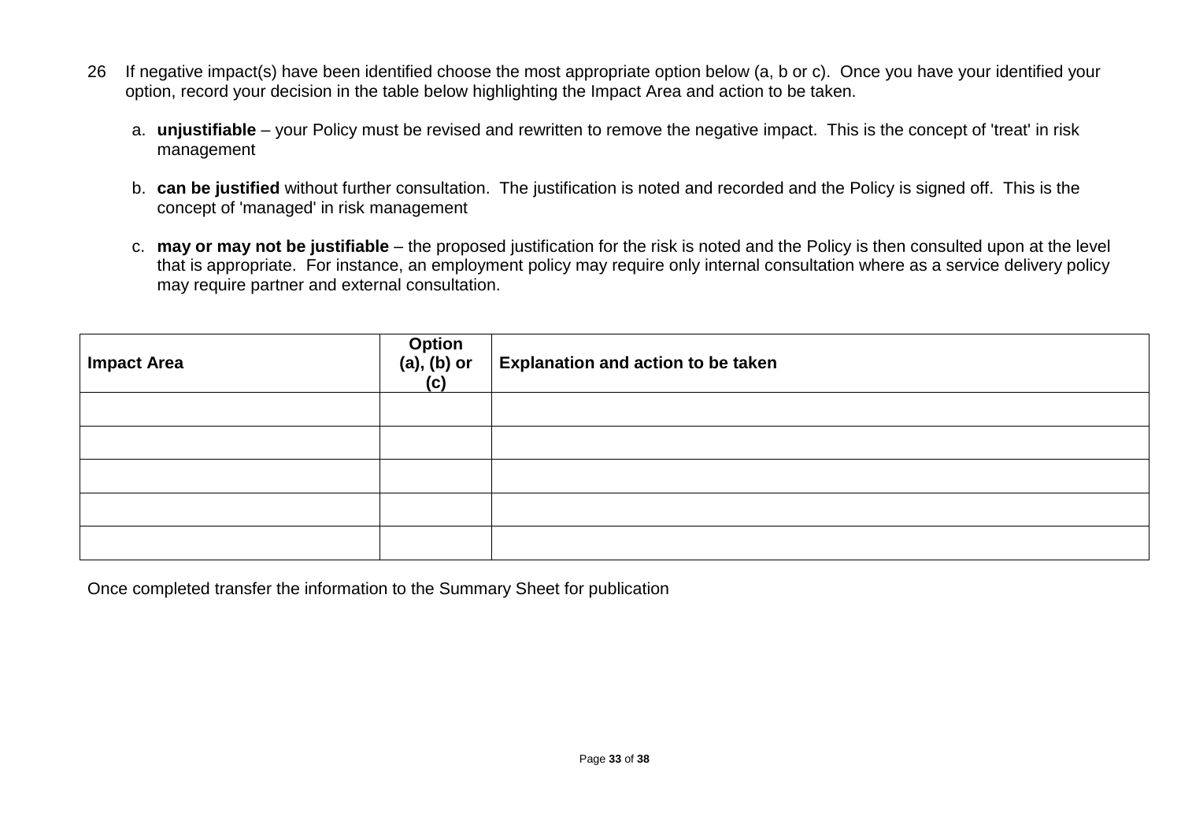26 If negative impact(s) have been identified choose the most appropriate option below (a, b or c). Once you have your identified your option, record your decision in the table below highlighting the Impact Area and action to be taken.

a. **unjustifiable** – your Policy must be revised and rewritten to remove the negative impact. This is the concept of 'treat' in risk management

b. **can be justified** without further consultation. The justification is noted and recorded and the Policy is signed off. This is the concept of 'managed' in risk management

c. **may or may not be justifiable** – the proposed justification for the risk is noted and the Policy is then consulted upon at the level that is appropriate. For instance, an employment policy may require only internal consultation where as a service delivery policy may require partner and external consultation.

| **Impact Area** | **Option (a), (b) or (c)** | **Explanation and action to be taken** |
|---|---|---|
| | | |
| | | |
| | | |
| | | |
| | | |

Once completed transfer the information to the Summary Sheet for publication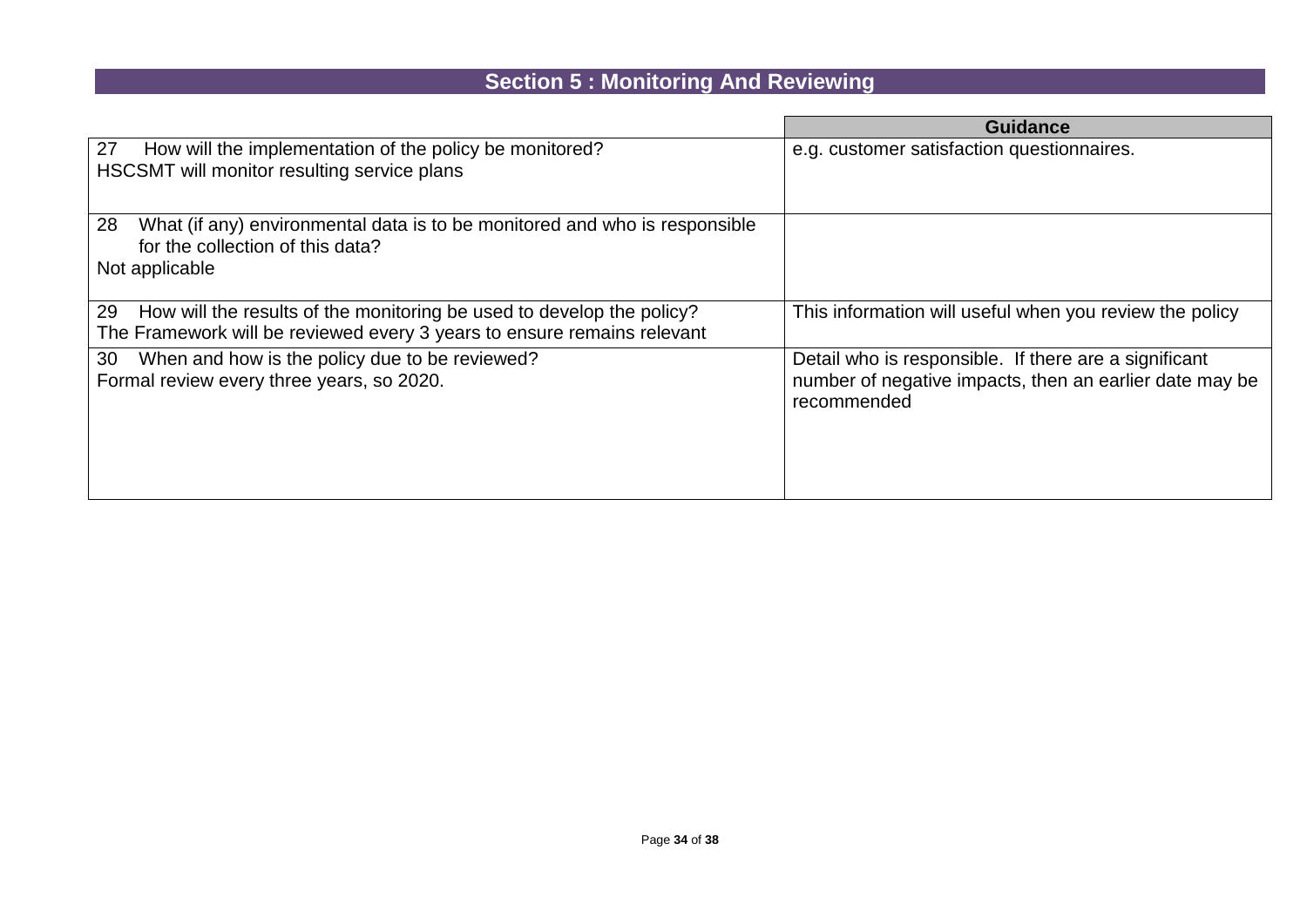## Section 5 : Monitoring And Reviewing

| | Guidance |
|---|---|
| 27 How will the implementation of the policy be monitored?<br>HSCSMT will monitor resulting service plans | e.g. customer satisfaction questionnaires. |
| 28 What (if any) environmental data is to be monitored and who is responsible for the collection of this data?<br>Not applicable | |
| 29 How will the results of the monitoring be used to develop the policy?<br>The Framework will be reviewed every 3 years to ensure remains relevant | This information will useful when you review the policy |
| 30 When and how is the policy due to be reviewed?<br>Formal review every three years, so 2020. | Detail who is responsible. If there are a significant number of negative impacts, then an earlier date may be recommended |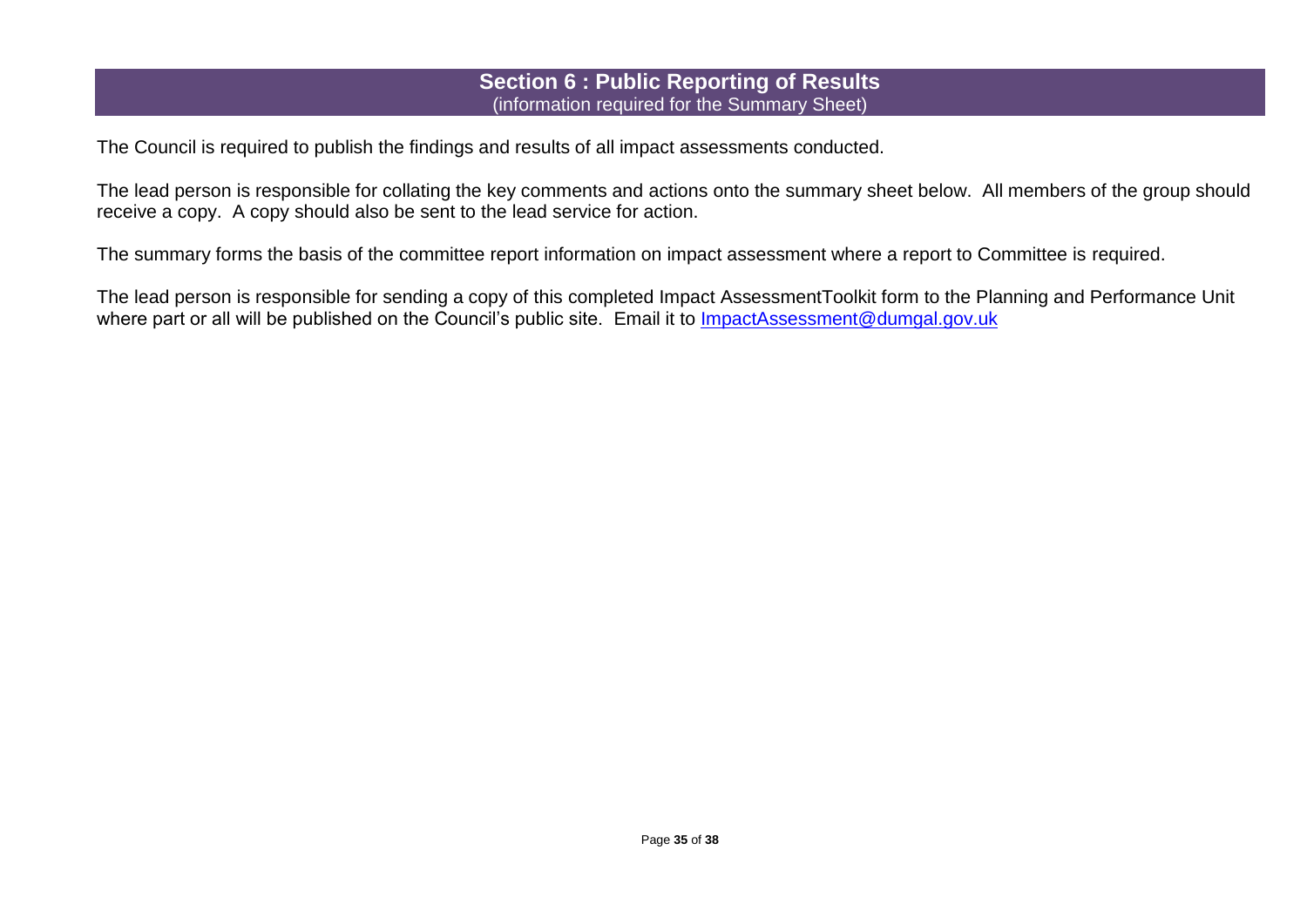## Section 6 : Public Reporting of Results
(information required for the Summary Sheet)

The Council is required to publish the findings and results of all impact assessments conducted.

The lead person is responsible for collating the key comments and actions onto the summary sheet below. All members of the group should receive a copy. A copy should also be sent to the lead service for action.

The summary forms the basis of the committee report information on impact assessment where a report to Committee is required.

The lead person is responsible for sending a copy of this completed Impact AssessmentToolkit form to the Planning and Performance Unit where part or all will be published on the Council's public site. Email it to [ImpactAssessment@dumgal.gov.uk](mailto:ImpactAssessment@dumgal.gov.uk)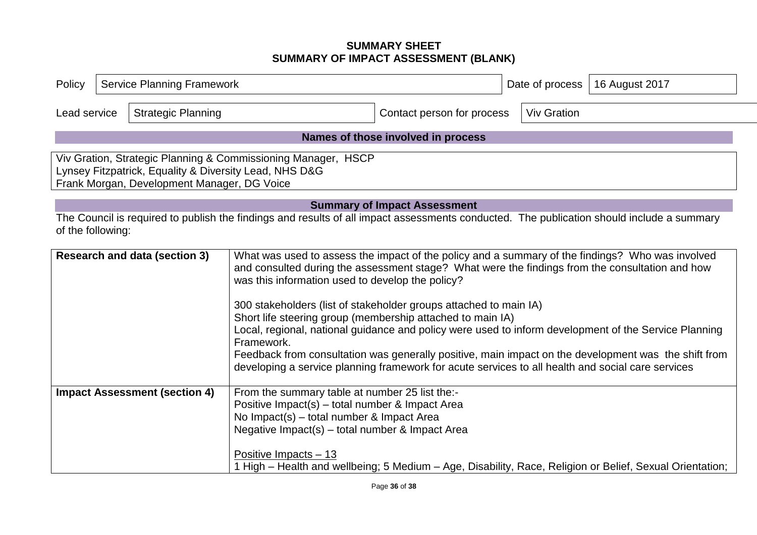# SUMMARY SHEET
## SUMMARY OF IMPACT ASSESSMENT (BLANK)

| Policy | Service Planning Framework | Date of process | 16 August 2017 |
|---|---|---|---|
| Lead service | Strategic Planning | Contact person for process | Viv Gration |

### Names of those involved in process

Viv Gration, Strategic Planning & Commissioning Manager, HSCP
Lynsey Fitzpatrick, Equality & Diversity Lead, NHS D&G
Frank Morgan, Development Manager, DG Voice

### Summary of Impact Assessment

The Council is required to publish the findings and results of all impact assessments conducted. The publication should include a summary of the following:

| | |
|---|---|
| **Research and data (section 3)** | What was used to assess the impact of the policy and a summary of the findings? Who was involved and consulted during the assessment stage? What were the findings from the consultation and how was this information used to develop the policy?<br><br>300 stakeholders (list of stakeholder groups attached to main IA)<br>Short life steering group (membership attached to main IA)<br>Local, regional, national guidance and policy were used to inform development of the Service Planning Framework.<br>Feedback from consultation was generally positive, main impact on the development was the shift from developing a service planning framework for acute services to all health and social care services |
| **Impact Assessment (section 4)** | From the summary table at number 25 list the:-<br>Positive Impact(s) – total number & Impact Area<br>No Impact(s) – total number & Impact Area<br>Negative Impact(s) – total number & Impact Area<br><br><u>Positive Impacts – 13</u><br>1 High – Health and wellbeing; 5 Medium – Age, Disability, Race, Religion or Belief, Sexual Orientation; |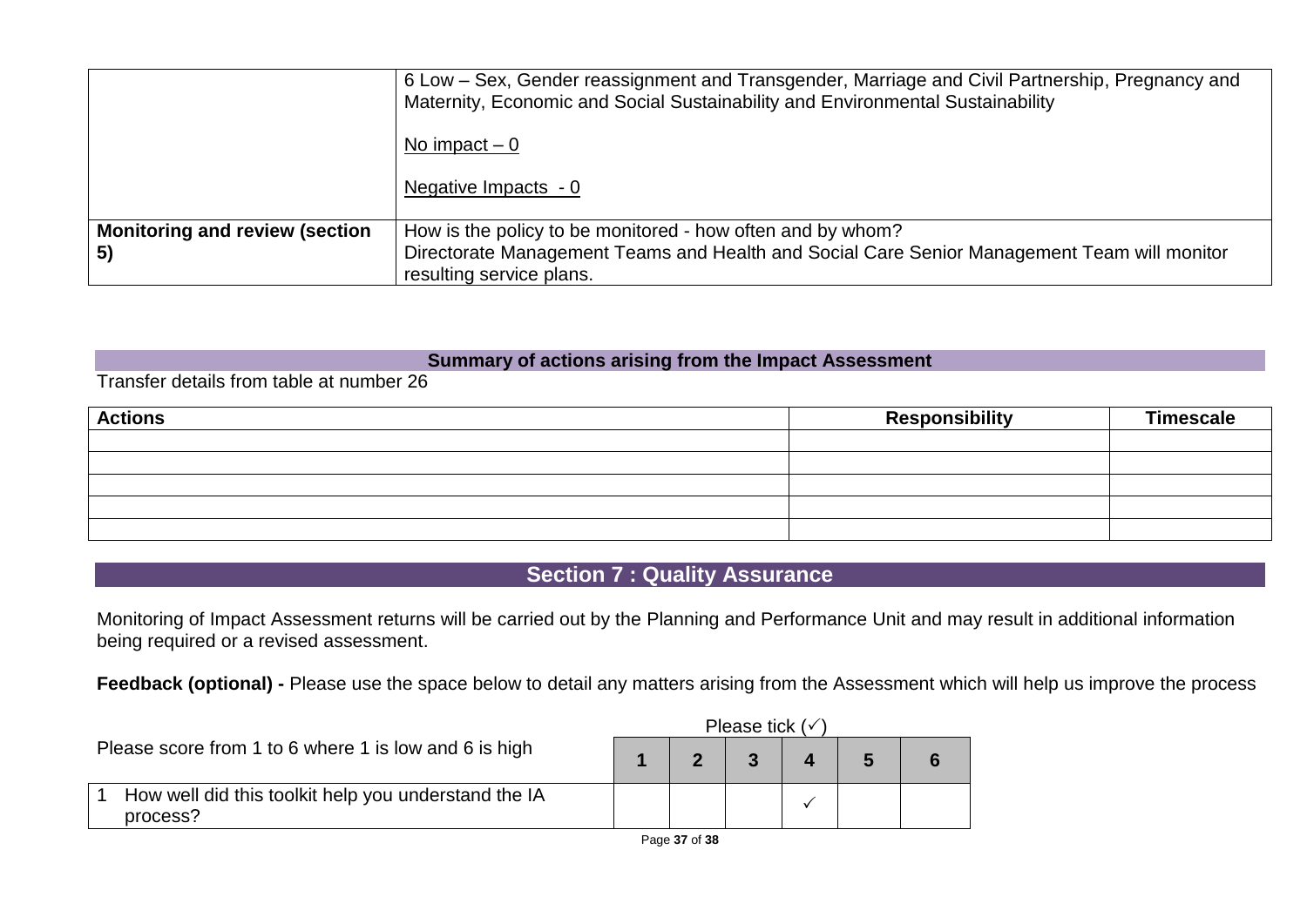| | |
|---|---|
| | 6 Low – Sex, Gender reassignment and Transgender, Marriage and Civil Partnership, Pregnancy and Maternity, Economic and Social Sustainability and Environmental Sustainability<br><br>No impact – 0<br><br>Negative Impacts - 0 |
| **Monitoring and review (section 5)** | How is the policy to be monitored - how often and by whom?<br>Directorate Management Teams and Health and Social Care Senior Management Team will monitor resulting service plans. |

**Summary of actions arising from the Impact Assessment**

Transfer details from table at number 26

| Actions | Responsibility | Timescale |
|---|---|---|
| | | |
| | | |
| | | |
| | | |
| | | |

## Section 7 : Quality Assurance

Monitoring of Impact Assessment returns will be carried out by the Planning and Performance Unit and may result in additional information being required or a revised assessment.

**Feedback (optional) -** Please use the space below to detail any matters arising from the Assessment which will help us improve the process

Please tick (✓)

| Please score from 1 to 6 where 1 is low and 6 is high | 1 | 2 | 3 | 4 | 5 | 6 |
|---|---|---|---|---|---|---|
| 1 How well did this toolkit help you understand the IA process? | | | | ✓ | | |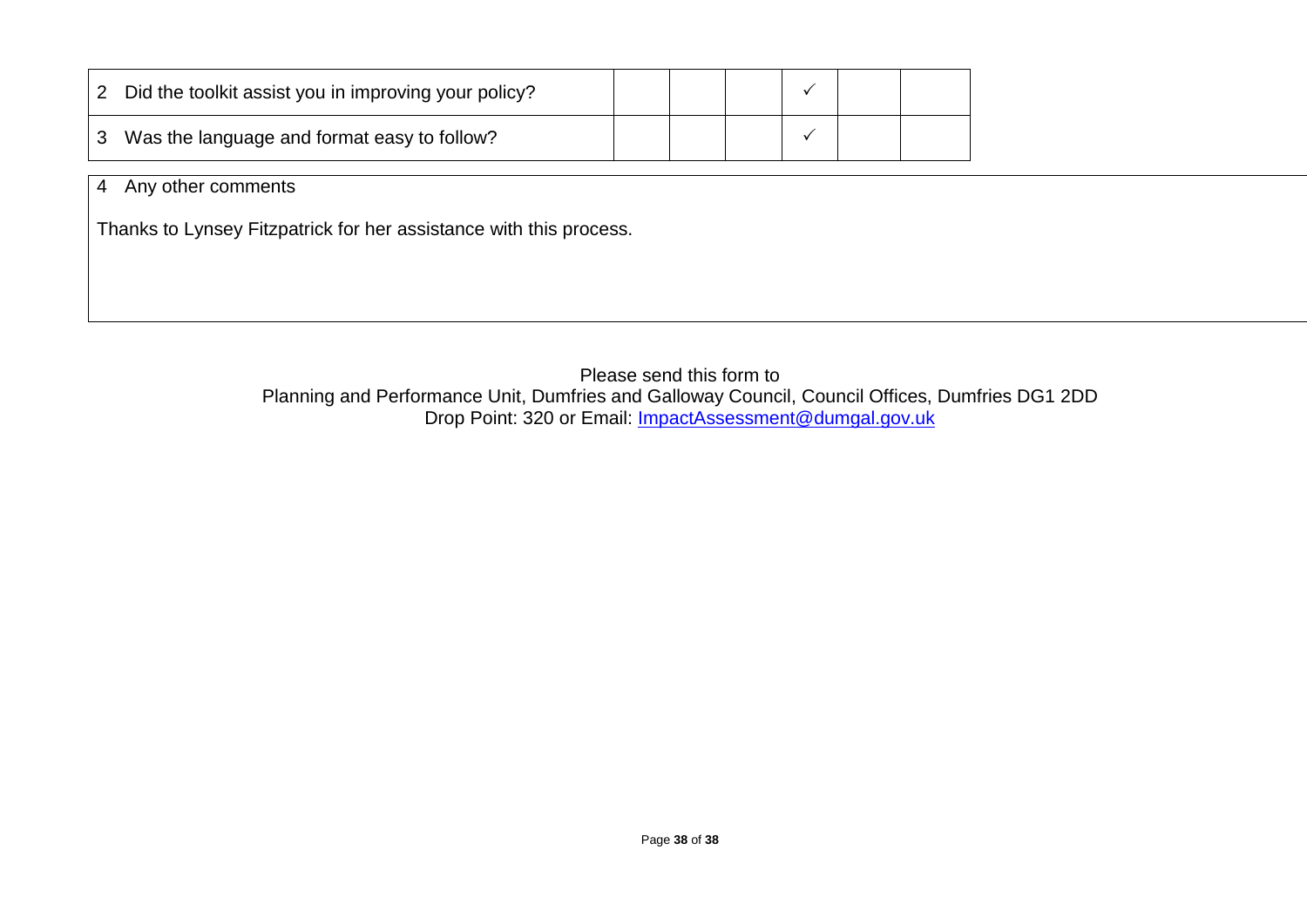| | | | | | | |
|---|---|---|---|---|---|---|
| 2 Did the toolkit assist you in improving your policy? | | | | ✓ | | |
| 3 Was the language and format easy to follow? | | | | ✓ | | |

| |
|---|
| 4 Any other comments<br><br>Thanks to Lynsey Fitzpatrick for her assistance with this process. |

Please send this form to
Planning and Performance Unit, Dumfries and Galloway Council, Council Offices, Dumfries DG1 2DD
Drop Point: 320 or Email: [ImpactAssessment@dumgal.gov.uk](mailto:ImpactAssessment@dumgal.gov.uk)